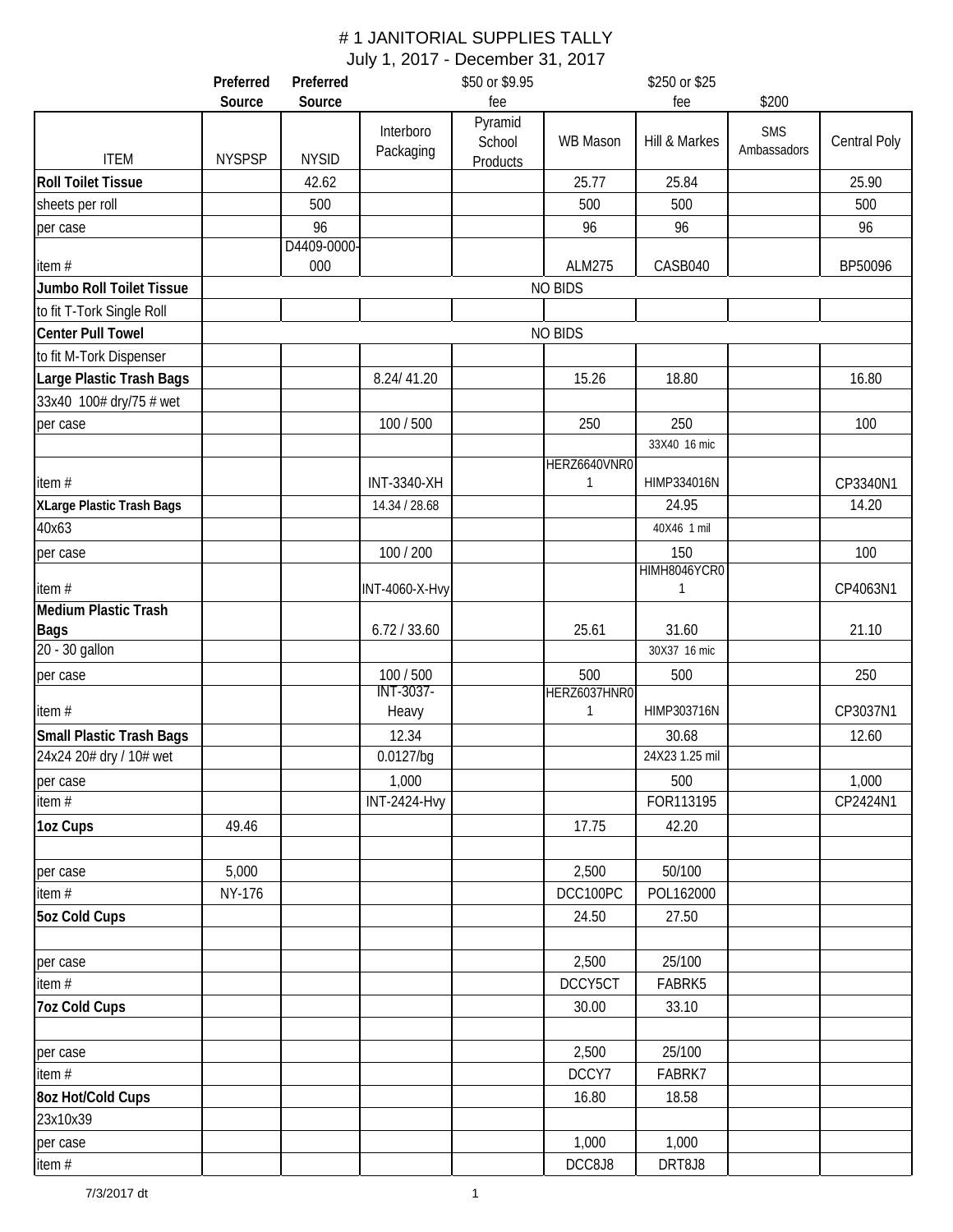# # 1 JANITORIAL SUPPLIES TALLY

July 1, 2017 - December 31, 2017

| | Preferred Source | Preferred Source | | $50 or $9.95 fee | | $250 or $25 fee | $200 | |
|---|---|---|---|---|---|---|---|---|
| ITEM | NYSPSP | NYSID | Interboro Packaging | Pyramid School Products | WB Mason | Hill & Markes | SMS Ambassadors | Central Poly |
| **Roll Toilet Tissue** | | 42.62 | | | 25.77 | 25.84 | | 25.90 |
| sheets per roll | | 500 | | | 500 | 500 | | 500 |
| per case | | 96 | | | 96 | 96 | | 96 |
| item # | | D4409-0000-000 | | | ALM275 | CASB040 | | BP50096 |
| **Jumbo Roll Toilet Tissue** | NO BIDS | | | | | | | |
| to fit T-Tork Single Roll | | | | | | | | |
| **Center Pull Towel** | NO BIDS | | | | | | | |
| to fit M-Tork Dispenser | | | | | | | | |
| **Large Plastic Trash Bags** | | | 8.24/ 41.20 | | 15.26 | 18.80 | | 16.80 |
| 33x40 100# dry/75 # wet | | | | | | | | |
| per case | | | 100 / 500 | | 250 | 250 | | 100 |
| | | | | | | 33X40 16 mic | | |
| item # | | | INT-3340-XH | | HERZ6640VNR01 | HIMP334016N | | CP3340N1 |
| **XLarge Plastic Trash Bags** | | | 14.34 / 28.68 | | | 24.95 | | 14.20 |
| 40x63 | | | | | | 40X46 1 mil | | |
| per case | | | 100 / 200 | | | 150 | | 100 |
| item # | | | INT-4060-X-Hvy | | | HIMH8046YCR01 | | CP4063N1 |
| **Medium Plastic Trash Bags** | | | 6.72 / 33.60 | | 25.61 | 31.60 | | 21.10 |
| 20 - 30 gallon | | | | | | 30X37 16 mic | | |
| per case | | | 100 / 500 | | 500 | 500 | | 250 |
| item # | | | INT-3037-Heavy | | HERZ6037HNR01 | HIMP303716N | | CP3037N1 |
| **Small Plastic Trash Bags** | | | 12.34 | | | 30.68 | | 12.60 |
| 24x24 20# dry / 10# wet | | | 0.0127/bg | | | 24X23 1.25 mil | | |
| per case | | | 1,000 | | | 500 | | 1,000 |
| item # | | | INT-2424-Hvy | | | FOR113195 | | CP2424N1 |
| **1oz Cups** | 49.46 | | | | 17.75 | 42.20 | | |
| | | | | | | | | |
| per case | 5,000 | | | | 2,500 | 50/100 | | |
| item # | NY-176 | | | | DCC100PC | POL162000 | | |
| **5oz Cold Cups** | | | | | 24.50 | 27.50 | | |
| | | | | | | | | |
| per case | | | | | 2,500 | 25/100 | | |
| item # | | | | | DCCY5CT | FABRK5 | | |
| **7oz Cold Cups** | | | | | 30.00 | 33.10 | | |
| | | | | | | | | |
| per case | | | | | 2,500 | 25/100 | | |
| item # | | | | | DCCY7 | FABRK7 | | |
| **8oz Hot/Cold Cups** | | | | | 16.80 | 18.58 | | |
| 23x10x39 | | | | | | | | |
| per case | | | | | 1,000 | 1,000 | | |
| item # | | | | | DCC8J8 | DRT8J8 | | |

7/3/2017 dt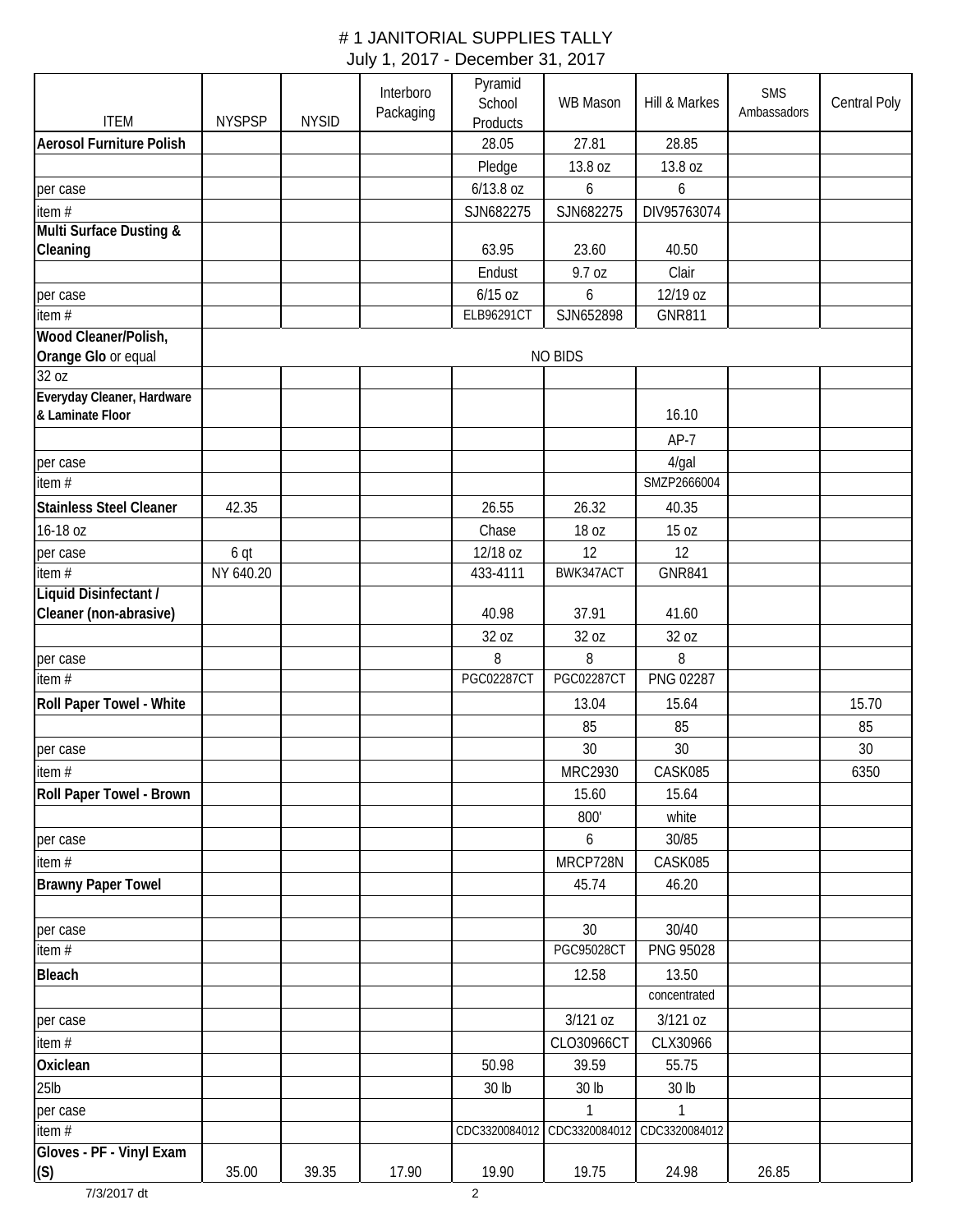# # 1 JANITORIAL SUPPLIES TALLY

July 1, 2017 - December 31, 2017

| ITEM | NYSPSP | NYSID | Interboro Packaging | Pyramid School Products | WB Mason | Hill & Markes | SMS Ambassadors | Central Poly |
|---|---|---|---|---|---|---|---|---|
| **Aerosol Furniture Polish** | | | | 28.05 | 27.81 | 28.85 | | |
| | | | | Pledge | 13.8 oz | 13.8 oz | | |
| per case | | | | 6/13.8 oz | 6 | 6 | | |
| item # | | | | SJN682275 | SJN682275 | DIV95763074 | | |
| **Multi Surface Dusting & Cleaning** | | | | 63.95 | 23.60 | 40.50 | | |
| | | | | Endust | 9.7 oz | Clair | | |
| per case | | | | 6/15 oz | 6 | 12/19 oz | | |
| item # | | | | ELB96291CT | SJN652898 | GNR811 | | |
| **Wood Cleaner/Polish, Orange Glo** or equal | NO BIDS | | | | | | | |
| 32 oz | | | | | | | | |
| **Everyday Cleaner, Hardware & Laminate Floor** | | | | | | 16.10 | | |
| | | | | | | AP-7 | | |
| per case | | | | | | 4/gal | | |
| item # | | | | | | SMZP2666004 | | |
| **Stainless Steel Cleaner** | 42.35 | | | 26.55 | 26.32 | 40.35 | | |
| 16-18 oz | | | | Chase | 18 oz | 15 oz | | |
| per case | 6 qt | | | 12/18 oz | 12 | 12 | | |
| item # | NY 640.20 | | | 433-4111 | BWK347ACT | GNR841 | | |
| **Liquid Disinfectant / Cleaner (non-abrasive)** | | | | 40.98 | 37.91 | 41.60 | | |
| | | | | 32 oz | 32 oz | 32 oz | | |
| per case | | | | 8 | 8 | 8 | | |
| item # | | | | PGC02287CT | PGC02287CT | PNG 02287 | | |
| **Roll Paper Towel - White** | | | | | 13.04 | 15.64 | | 15.70 |
| | | | | | 85 | 85 | | 85 |
| per case | | | | | 30 | 30 | | 30 |
| item # | | | | | MRC2930 | CASK085 | | 6350 |
| **Roll Paper Towel - Brown** | | | | | 15.60 | 15.64 | | |
| | | | | | 800' | white | | |
| per case | | | | | 6 | 30/85 | | |
| item # | | | | | MRCP728N | CASK085 | | |
| **Brawny Paper Towel** | | | | | 45.74 | 46.20 | | |
| | | | | | | | | |
| per case | | | | | 30 | 30/40 | | |
| item # | | | | | PGC95028CT | PNG 95028 | | |
| **Bleach** | | | | | 12.58 | 13.50 | | |
| | | | | | | concentrated | | |
| per case | | | | | 3/121 oz | 3/121 oz | | |
| item # | | | | | CLO30966CT | CLX30966 | | |
| **Oxiclean** | | | | 50.98 | 39.59 | 55.75 | | |
| 25lb | | | | 30 lb | 30 lb | 30 lb | | |
| per case | | | | | 1 | 1 | | |
| item # | | | | CDC3320084012 | CDC3320084012 | CDC3320084012 | | |
| **Gloves - PF - Vinyl Exam (S)** | 35.00 | 39.35 | 17.90 | 19.90 | 19.75 | 24.98 | 26.85 | |

7/3/2017 dt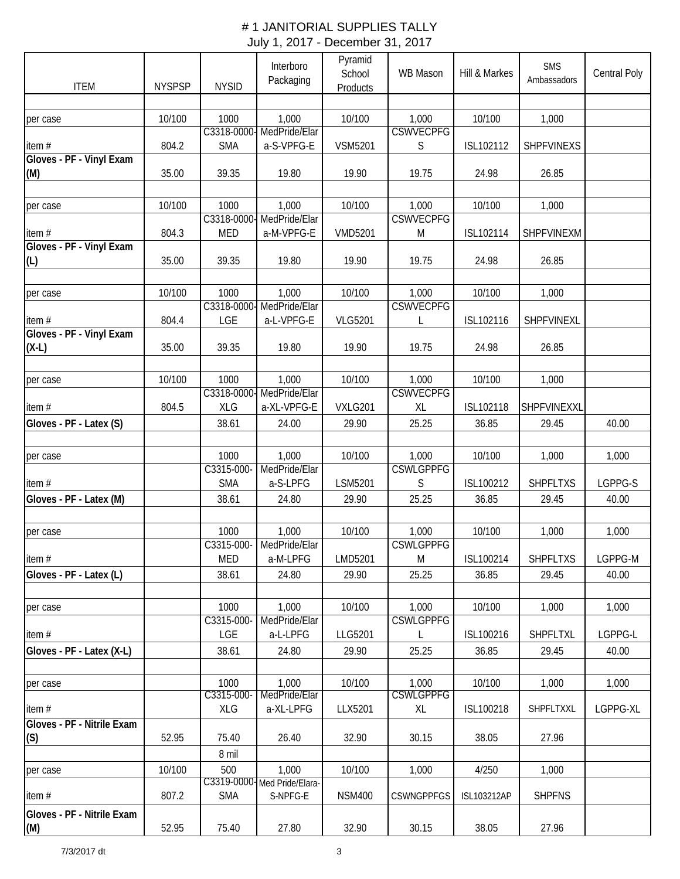# # 1 JANITORIAL SUPPLIES TALLY

July 1, 2017 - December 31, 2017

| ITEM | NYSPSP | NYSID | Interboro Packaging | Pyramid School Products | WB Mason | Hill & Markes | SMS Ambassadors | Central Poly |
|---|---|---|---|---|---|---|---|---|
| | | | | | | | | |
| per case | 10/100 | 1000 | 1,000 | 10/100 | 1,000 | 10/100 | 1,000 | |
| item # | 804.2 | C3318-0000-SMA | MedPride/Elara-S-VPFG-E | VSM5201 | CSWVECPFGS | ISL102112 | SHPFVINEXS | |
| **Gloves - PF - Vinyl Exam (M)** | 35.00 | 39.35 | 19.80 | 19.90 | 19.75 | 24.98 | 26.85 | |
| | | | | | | | | |
| per case | 10/100 | 1000 | 1,000 | 10/100 | 1,000 | 10/100 | 1,000 | |
| item # | 804.3 | C3318-0000-MED | MedPride/Elara-M-VPFG-E | VMD5201 | CSWVECPFGM | ISL102114 | SHPFVINEXM | |
| **Gloves - PF - Vinyl Exam (L)** | 35.00 | 39.35 | 19.80 | 19.90 | 19.75 | 24.98 | 26.85 | |
| | | | | | | | | |
| per case | 10/100 | 1000 | 1,000 | 10/100 | 1,000 | 10/100 | 1,000 | |
| item # | 804.4 | C3318-0000-LGE | MedPride/Elara-L-VPFG-E | VLG5201 | CSWVECPFGL | ISL102116 | SHPFVINEXL | |
| **Gloves - PF - Vinyl Exam (X-L)** | 35.00 | 39.35 | 19.80 | 19.90 | 19.75 | 24.98 | 26.85 | |
| | | | | | | | | |
| per case | 10/100 | 1000 | 1,000 | 10/100 | 1,000 | 10/100 | 1,000 | |
| item # | 804.5 | C3318-0000-XLG | MedPride/Elara-XL-VPFG-E | VXLG201 | CSWVECPFGXL | ISL102118 | SHPFVINEXXL | |
| **Gloves - PF - Latex (S)** | | 38.61 | 24.00 | 29.90 | 25.25 | 36.85 | 29.45 | 40.00 |
| | | | | | | | | |
| per case | | 1000 | 1,000 | 10/100 | 1,000 | 10/100 | 1,000 | 1,000 |
| item # | | C3315-000-SMA | MedPride/Elara-S-LPFG | LSM5201 | CSWLGPPFGS | ISL100212 | SHPFLTXS | LGPPG-S |
| **Gloves - PF - Latex (M)** | | 38.61 | 24.80 | 29.90 | 25.25 | 36.85 | 29.45 | 40.00 |
| | | | | | | | | |
| per case | | 1000 | 1,000 | 10/100 | 1,000 | 10/100 | 1,000 | 1,000 |
| item # | | C3315-000-MED | MedPride/Elara-M-LPFG | LMD5201 | CSWLGPPFGM | ISL100214 | SHPFLTXS | LGPPG-M |
| **Gloves - PF - Latex (L)** | | 38.61 | 24.80 | 29.90 | 25.25 | 36.85 | 29.45 | 40.00 |
| | | | | | | | | |
| per case | | 1000 | 1,000 | 10/100 | 1,000 | 10/100 | 1,000 | 1,000 |
| item # | | C3315-000-LGE | MedPride/Elara-L-LPFG | LLG5201 | CSWLGPPFGL | ISL100216 | SHPFLTXL | LGPPG-L |
| **Gloves - PF - Latex (X-L)** | | 38.61 | 24.80 | 29.90 | 25.25 | 36.85 | 29.45 | 40.00 |
| | | | | | | | | |
| per case | | 1000 | 1,000 | 10/100 | 1,000 | 10/100 | 1,000 | 1,000 |
| item # | | C3315-000-XLG | MedPride/Elara-XL-LPFG | LLX5201 | CSWLGPPFGXL | ISL100218 | SHPFLTXXL | LGPPG-XL |
| **Gloves - PF - Nitrile Exam (S)** | 52.95 | 75.40 | 26.40 | 32.90 | 30.15 | 38.05 | 27.96 | |
| | | 8 mil | | | | | | |
| per case | 10/100 | 500 | 1,000 | 10/100 | 1,000 | 4/250 | 1,000 | |
| item # | 807.2 | C3319-0000-SMA | Med Pride/Elara-S-NPFG-E | NSM400 | CSWNGPPFGS | ISL103212AP | SHPFNS | |
| **Gloves - PF - Nitrile Exam (M)** | 52.95 | 75.40 | 27.80 | 32.90 | 30.15 | 38.05 | 27.96 | |

7/3/2017 dt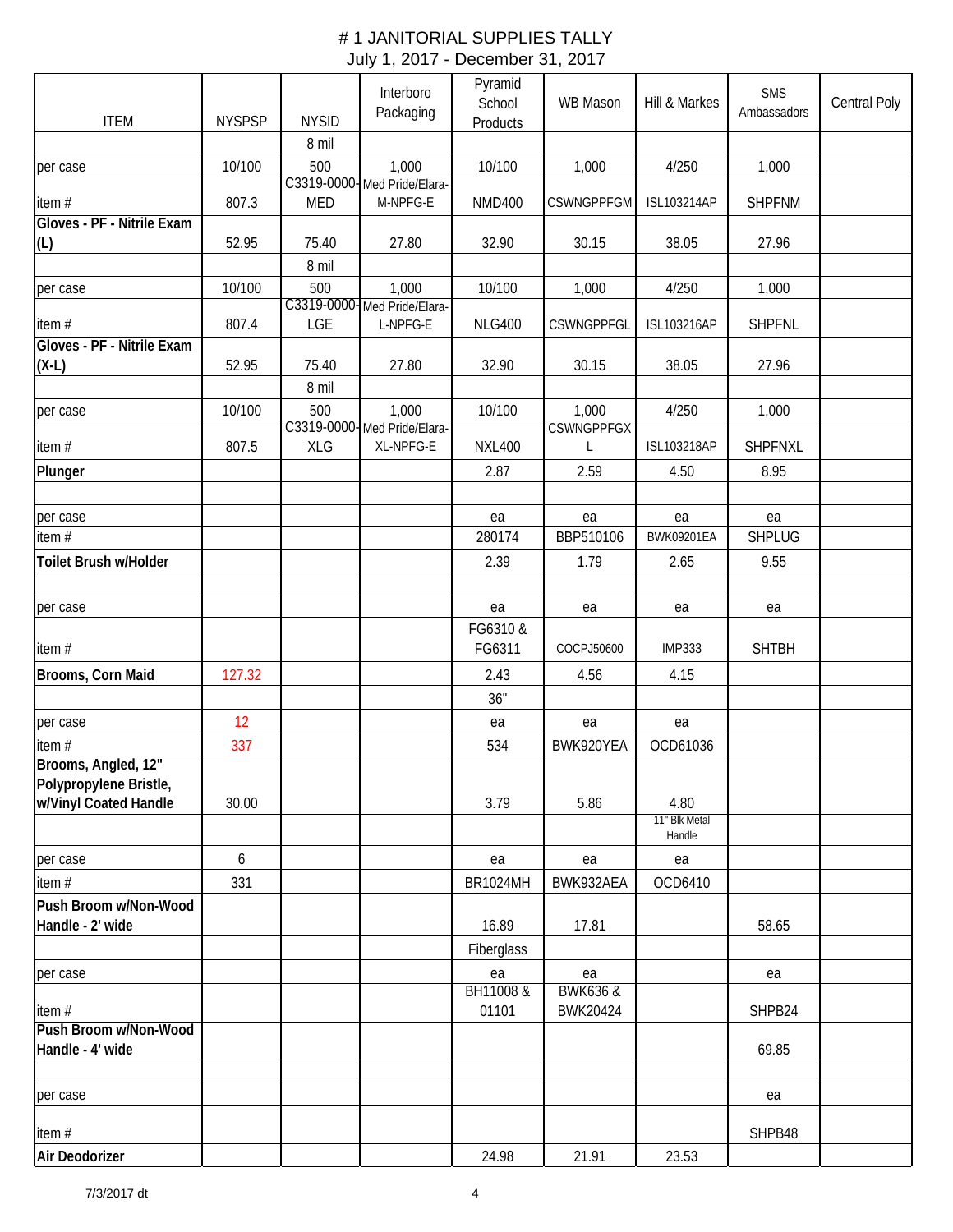# # 1 JANITORIAL SUPPLIES TALLY

July 1, 2017 - December 31, 2017

| ITEM | NYSPSP | NYSID | Interboro Packaging | Pyramid School Products | WB Mason | Hill & Markes | SMS Ambassadors | Central Poly |
|---|---|---|---|---|---|---|---|---|
| | | 8 mil | | | | | | |
| per case | 10/100 | 500 | 1,000 | 10/100 | 1,000 | 4/250 | 1,000 | |
| item # | 807.3 | C3319-0000-MED | Med Pride/Elara-M-NPFG-E | NMD400 | CSWNGPPFGM | ISL103214AP | SHPFNM | |
| **Gloves - PF - Nitrile Exam (L)** | 52.95 | 75.40 | 27.80 | 32.90 | 30.15 | 38.05 | 27.96 | |
| | | 8 mil | | | | | | |
| per case | 10/100 | 500 | 1,000 | 10/100 | 1,000 | 4/250 | 1,000 | |
| item # | 807.4 | C3319-0000-LGE | Med Pride/Elara-L-NPFG-E | NLG400 | CSWNGPPFGL | ISL103216AP | SHPFNL | |
| **Gloves - PF - Nitrile Exam (X-L)** | 52.95 | 75.40 | 27.80 | 32.90 | 30.15 | 38.05 | 27.96 | |
| | | 8 mil | | | | | | |
| per case | 10/100 | 500 | 1,000 | 10/100 | 1,000 | 4/250 | 1,000 | |
| item # | 807.5 | C3319-0000-XLG | Med Pride/Elara-XL-NPFG-E | NXL400 | CSWNGPPFGXL | ISL103218AP | SHPFNXL | |
| **Plunger** | | | | 2.87 | 2.59 | 4.50 | 8.95 | |
| | | | | | | | | |
| per case | | | | ea | ea | ea | ea | |
| item # | | | | 280174 | BBP510106 | BWK09201EA | SHPLUG | |
| **Toilet Brush w/Holder** | | | | 2.39 | 1.79 | 2.65 | 9.55 | |
| | | | | | | | | |
| per case | | | | ea | ea | ea | ea | |
| item # | | | | FG6310 & FG6311 | COCPJ50600 | IMP333 | SHTBH | |
| **Brooms, Corn Maid** | 127.32 | | | 2.43 | 4.56 | 4.15 | | |
| | | | | 36" | | | | |
| per case | 12 | | | ea | ea | ea | | |
| item # | 337 | | | 534 | BWK920YEA | OCD61036 | | |
| **Brooms, Angled, 12" Polypropylene Bristle, w/Vinyl Coated Handle** | 30.00 | | | 3.79 | 5.86 | 4.80 | | |
| | | | | | | 11" Blk Metal Handle | | |
| per case | 6 | | | ea | ea | ea | | |
| item # | 331 | | | BR1024MH | BWK932AEA | OCD6410 | | |
| **Push Broom w/Non-Wood Handle - 2' wide** | | | | 16.89 | 17.81 | | 58.65 | |
| | | | | Fiberglass | | | | |
| per case | | | | ea | ea | | ea | |
| item # | | | | BH11008 & 01101 | BWK636 & BWK20424 | | SHPB24 | |
| **Push Broom w/Non-Wood Handle - 4' wide** | | | | | | | 69.85 | |
| | | | | | | | | |
| per case | | | | | | | ea | |
| item # | | | | | | | SHPB48 | |
| **Air Deodorizer** | | | | 24.98 | 21.91 | 23.53 | | |

7/3/2017 dt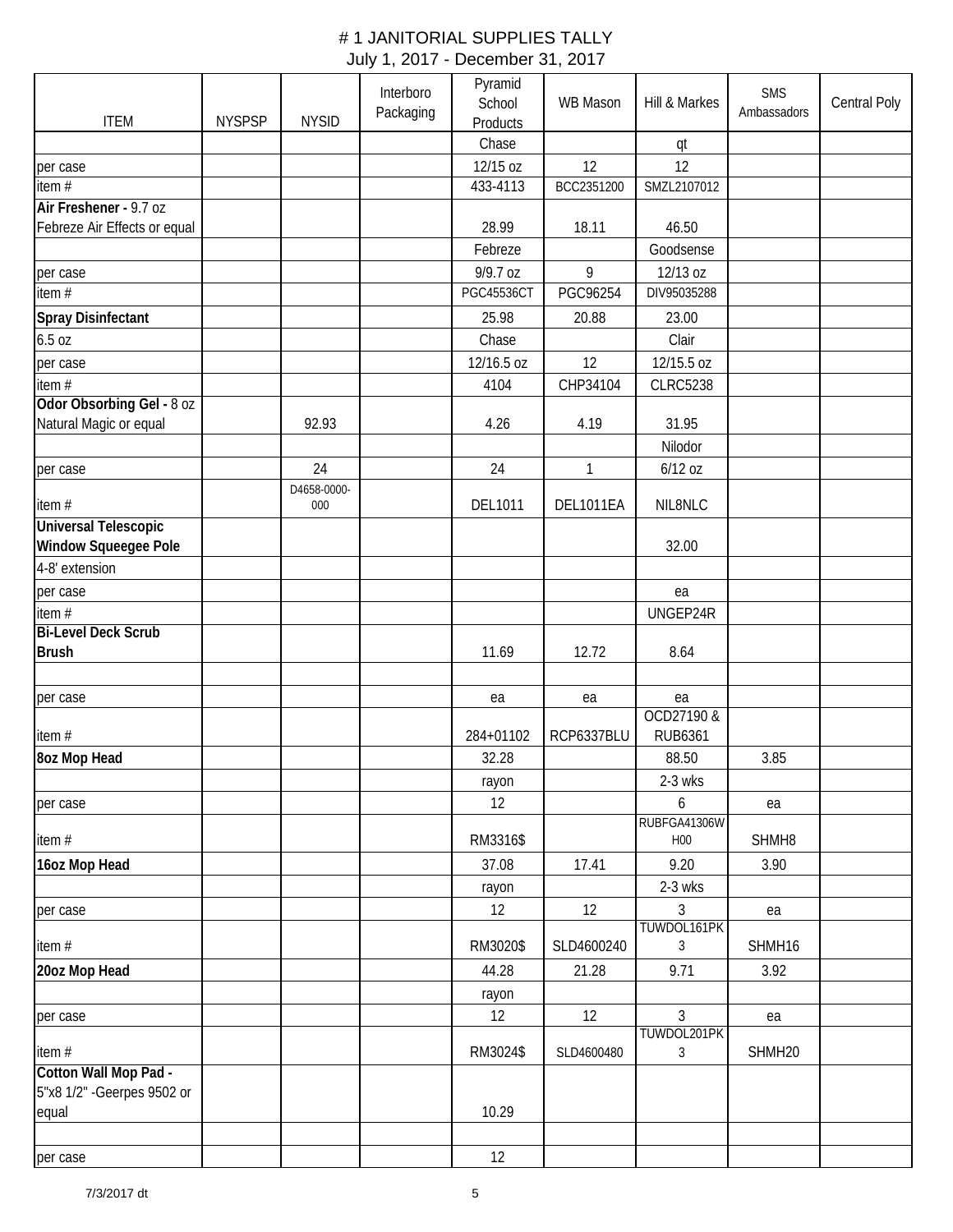# # 1 JANITORIAL SUPPLIES TALLY

July 1, 2017 - December 31, 2017

| ITEM | NYSPSP | NYSID | Interboro Packaging | Pyramid School Products | WB Mason | Hill & Markes | SMS Ambassadors | Central Poly |
|---|---|---|---|---|---|---|---|---|
| | | | | Chase | | qt | | |
| per case | | | | 12/15 oz | 12 | 12 | | |
| item # | | | | 433-4113 | BCC2351200 | SMZL2107012 | | |
| **Air Freshener -** 9.7 oz Febreze Air Effects or equal | | | | 28.99 | 18.11 | 46.50 | | |
| | | | | Febreze | | Goodsense | | |
| per case | | | | 9/9.7 oz | 9 | 12/13 oz | | |
| item # | | | | PGC45536CT | PGC96254 | DIV95035288 | | |
| **Spray Disinfectant** | | | | 25.98 | 20.88 | 23.00 | | |
| 6.5 oz | | | | Chase | | Clair | | |
| per case | | | | 12/16.5 oz | 12 | 12/15.5 oz | | |
| item # | | | | 4104 | CHP34104 | CLRC5238 | | |
| **Odor Obsorbing Gel -** 8 oz Natural Magic or equal | | 92.93 | | 4.26 | 4.19 | 31.95 | | |
| | | | | | | Nilodor | | |
| per case | | 24 | | 24 | 1 | 6/12 oz | | |
| item # | | D4658-0000-000 | | DEL1011 | DEL1011EA | NIL8NLC | | |
| **Universal Telescopic Window Squeegee Pole** | | | | | | 32.00 | | |
| 4-8' extension | | | | | | | | |
| per case | | | | | | ea | | |
| item # | | | | | | UNGEP24R | | |
| **Bi-Level Deck Scrub Brush** | | | | 11.69 | 12.72 | 8.64 | | |
| | | | | | | | | |
| per case | | | | ea | ea | ea | | |
| item # | | | | 284+01102 | RCP6337BLU | OCD27190 & RUB6361 | | |
| **8oz Mop Head** | | | | 32.28 | | 88.50 | 3.85 | |
| | | | | rayon | | 2-3 wks | | |
| per case | | | | 12 | | 6 | ea | |
| item # | | | | RM3316$ | | RUBFGA41306WH00 | SHMH8 | |
| **16oz Mop Head** | | | | 37.08 | 17.41 | 9.20 | 3.90 | |
| | | | | rayon | | 2-3 wks | | |
| per case | | | | 12 | 12 | 3 | ea | |
| item # | | | | RM3020$ | SLD4600240 | TUWDOL161PK3 | SHMH16 | |
| **20oz Mop Head** | | | | 44.28 | 21.28 | 9.71 | 3.92 | |
| | | | | rayon | | | | |
| per case | | | | 12 | 12 | 3 | ea | |
| item # | | | | RM3024$ | SLD4600480 | TUWDOL201PK3 | SHMH20 | |
| **Cotton Wall Mop Pad -** 5"x8 1/2" -Geerpes 9502 or equal | | | | 10.29 | | | | |
| | | | | | | | | |
| per case | | | | 12 | | | | |

7/3/2017 dt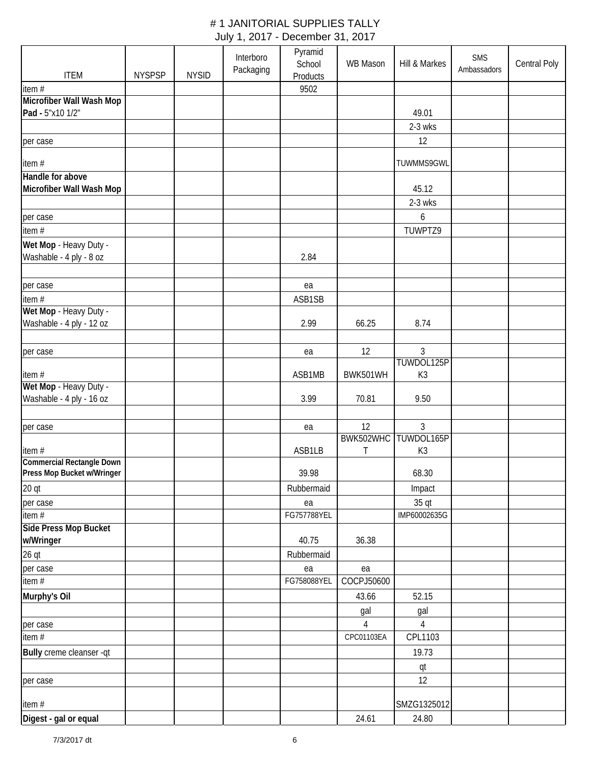# # 1 JANITORIAL SUPPLIES TALLY

July 1, 2017 - December 31, 2017

| ITEM | NYSPSP | NYSID | Interboro Packaging | Pyramid School Products | WB Mason | Hill & Markes | SMS Ambassadors | Central Poly |
|---|---|---|---|---|---|---|---|---|
| item # | | | | 9502 | | | | |
| **Microfiber Wall Wash Mop Pad -** 5"x10 1/2" | | | | | | 49.01 | | |
| | | | | | | 2-3 wks | | |
| per case | | | | | | 12 | | |
| item # | | | | | | TUWMMS9GWL | | |
| **Handle for above Microfiber Wall Wash Mop** | | | | | | 45.12 | | |
| | | | | | | 2-3 wks | | |
| per case | | | | | | 6 | | |
| item # | | | | | | TUWPTZ9 | | |
| **Wet Mop** - Heavy Duty - Washable - 4 ply - 8 oz | | | | 2.84 | | | | |
| | | | | | | | | |
| per case | | | | ea | | | | |
| item # | | | | ASB1SB | | | | |
| **Wet Mop** - Heavy Duty - Washable - 4 ply - 12 oz | | | | 2.99 | 66.25 | 8.74 | | |
| | | | | | | | | |
| per case | | | | ea | 12 | 3 | | |
| item # | | | | ASB1MB | BWK501WH | TUWDOL125PK3 | | |
| **Wet Mop** - Heavy Duty - Washable - 4 ply - 16 oz | | | | 3.99 | 70.81 | 9.50 | | |
| | | | | | | | | |
| per case | | | | ea | 12 | 3 | | |
| item # | | | | ASB1LB | BWK502WHCT | TUWDOL165PK3 | | |
| **Commercial Rectangle Down Press Mop Bucket w/Wringer** | | | | 39.98 | | 68.30 | | |
| 20 qt | | | | Rubbermaid | | Impact | | |
| per case | | | | ea | | 35 qt | | |
| item # | | | | FG757788YEL | | IMP60002635G | | |
| **Side Press Mop Bucket w/Wringer** | | | | 40.75 | 36.38 | | | |
| 26 qt | | | | Rubbermaid | | | | |
| per case | | | | ea | ea | | | |
| item # | | | | FG758088YEL | COCPJ50600 | | | |
| **Murphy's Oil** | | | | | 43.66 | 52.15 | | |
| | | | | | gal | gal | | |
| per case | | | | | 4 | 4 | | |
| item # | | | | | CPC01103EA | CPL1103 | | |
| **Bully** creme cleanser -qt | | | | | | 19.73 | | |
| | | | | | | qt | | |
| per case | | | | | | 12 | | |
| item # | | | | | | SMZG1325012 | | |
| **Digest - gal or equal** | | | | | 24.61 | 24.80 | | |

7/3/2017 dt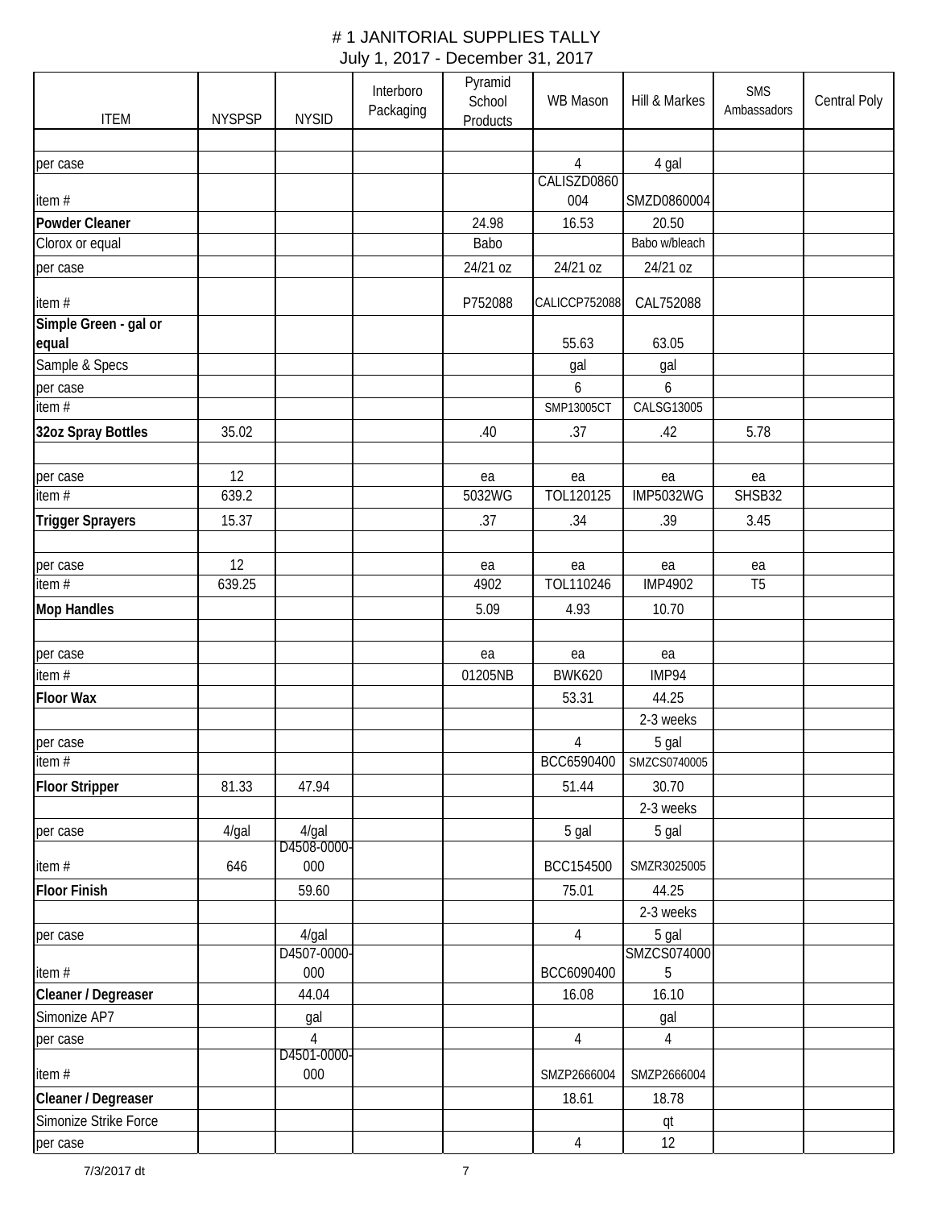# # 1 JANITORIAL SUPPLIES TALLY

July 1, 2017 - December 31, 2017

| ITEM | NYSPSP | NYSID | Interboro Packaging | Pyramid School Products | WB Mason | Hill & Markes | SMS Ambassadors | Central Poly |
|---|---|---|---|---|---|---|---|---|
| | | | | | | | | |
| per case | | | | | 4 | 4 gal | | |
| item # | | | | | CALISZD0860004 | SMZD0860004 | | |
| **Powder Cleaner** | | | | 24.98 | 16.53 | 20.50 | | |
| Clorox or equal | | | | Babo | | Babo w/bleach | | |
| per case | | | | 24/21 oz | 24/21 oz | 24/21 oz | | |
| item # | | | | P752088 | CALICCP752088 | CAL752088 | | |
| **Simple Green - gal or equal** | | | | | 55.63 | 63.05 | | |
| Sample & Specs | | | | | gal | gal | | |
| per case | | | | | 6 | 6 | | |
| item # | | | | | SMP13005CT | CALSG13005 | | |
| **32oz Spray Bottles** | 35.02 | | | .40 | .37 | .42 | 5.78 | |
| | | | | | | | | |
| per case | 12 | | | ea | ea | ea | ea | |
| item # | 639.2 | | | 5032WG | TOL120125 | IMP5032WG | SHSB32 | |
| **Trigger Sprayers** | 15.37 | | | .37 | .34 | .39 | 3.45 | |
| | | | | | | | | |
| per case | 12 | | | ea | ea | ea | ea | |
| item # | 639.25 | | | 4902 | TOL110246 | IMP4902 | T5 | |
| **Mop Handles** | | | | 5.09 | 4.93 | 10.70 | | |
| | | | | | | | | |
| per case | | | | ea | ea | ea | | |
| item # | | | | 01205NB | BWK620 | IMP94 | | |
| **Floor Wax** | | | | | 53.31 | 44.25 | | |
| | | | | | | 2-3 weeks | | |
| per case | | | | | 4 | 5 gal | | |
| item # | | | | | BCC6590400 | SMZCS0740005 | | |
| **Floor Stripper** | 81.33 | 47.94 | | | 51.44 | 30.70 | | |
| | | | | | | 2-3 weeks | | |
| per case | 4/gal | 4/gal | | | 5 gal | 5 gal | | |
| item # | 646 | D4508-0000-000 | | | BCC154500 | SMZR3025005 | | |
| **Floor Finish** | | 59.60 | | | 75.01 | 44.25 | | |
| | | | | | | 2-3 weeks | | |
| per case | | 4/gal | | | 4 | 5 gal | | |
| item # | | D4507-0000-000 | | | BCC6090400 | SMZCS0740005 | | |
| **Cleaner / Degreaser** | | 44.04 | | | 16.08 | 16.10 | | |
| Simonize AP7 | | gal | | | | gal | | |
| per case | | 4 | | | 4 | 4 | | |
| item # | | D4501-0000-000 | | | SMZP2666004 | SMZP2666004 | | |
| **Cleaner / Degreaser** | | | | | 18.61 | 18.78 | | |
| Simonize Strike Force | | | | | | qt | | |
| per case | | | | | 4 | 12 | | |

7/3/2017 dt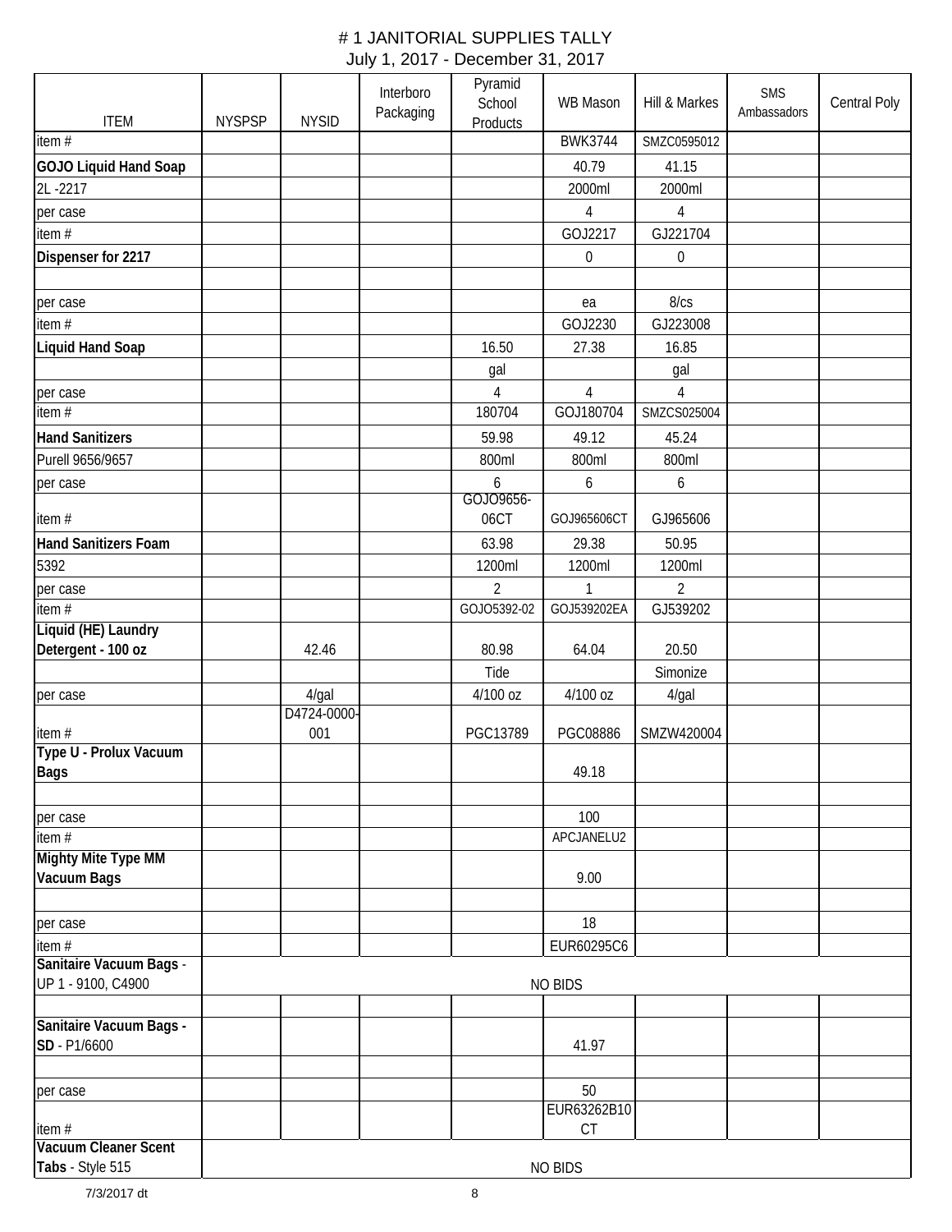# # 1 JANITORIAL SUPPLIES TALLY

July 1, 2017 - December 31, 2017

| ITEM | NYSPSP | NYSID | Interboro Packaging | Pyramid School Products | WB Mason | Hill & Markes | SMS Ambassadors | Central Poly |
|---|---|---|---|---|---|---|---|---|
| item # | | | | | BWK3744 | SMZC0595012 | | |
| **GOJO Liquid Hand Soap** | | | | | 40.79 | 41.15 | | |
| 2L -2217 | | | | | 2000ml | 2000ml | | |
| per case | | | | | 4 | 4 | | |
| item # | | | | | GOJ2217 | GJ221704 | | |
| **Dispenser for 2217** | | | | | 0 | 0 | | |
| | | | | | | | | |
| per case | | | | | ea | 8/cs | | |
| item # | | | | | GOJ2230 | GJ223008 | | |
| **Liquid Hand Soap** | | | | 16.50 | 27.38 | 16.85 | | |
| | | | | gal | | gal | | |
| per case | | | | 4 | 4 | 4 | | |
| item # | | | | 180704 | GOJ180704 | SMZCS025004 | | |
| **Hand Sanitizers** | | | | 59.98 | 49.12 | 45.24 | | |
| Purell 9656/9657 | | | | 800ml | 800ml | 800ml | | |
| per case | | | | 6 | 6 | 6 | | |
| item # | | | | GOJO9656-06CT | GOJ965606CT | GJ965606 | | |
| **Hand Sanitizers Foam** | | | | 63.98 | 29.38 | 50.95 | | |
| 5392 | | | | 1200ml | 1200ml | 1200ml | | |
| per case | | | | 2 | 1 | 2 | | |
| item # | | | | GOJO5392-02 | GOJ539202EA | GJ539202 | | |
| **Liquid (HE) Laundry Detergent - 100 oz** | | 42.46 | | 80.98 | 64.04 | 20.50 | | |
| | | | | Tide | | Simonize | | |
| per case | | 4/gal | | 4/100 oz | 4/100 oz | 4/gal | | |
| item # | | D4724-0000-001 | | PGC13789 | PGC08886 | SMZW420004 | | |
| **Type U - Prolux Vacuum Bags** | | | | | 49.18 | | | |
| | | | | | | | | |
| per case | | | | | 100 | | | |
| item # | | | | | APCJANELU2 | | | |
| **Mighty Mite Type MM Vacuum Bags** | | | | | 9.00 | | | |
| | | | | | | | | |
| per case | | | | | 18 | | | |
| item # | | | | | EUR60295C6 | | | |
| **Sanitaire Vacuum Bags** - UP 1 - 9100, C4900 | NO BIDS | | | | | | | |
| | | | | | | | | |
| **Sanitaire Vacuum Bags - SD** - P1/6600 | | | | | 41.97 | | | |
| | | | | | | | | |
| per case | | | | | 50 | | | |
| item # | | | | | EUR63262B10CT | | | |
| **Vacuum Cleaner Scent Tabs** - Style 515 | NO BIDS | | | | | | | |

7/3/2017 dt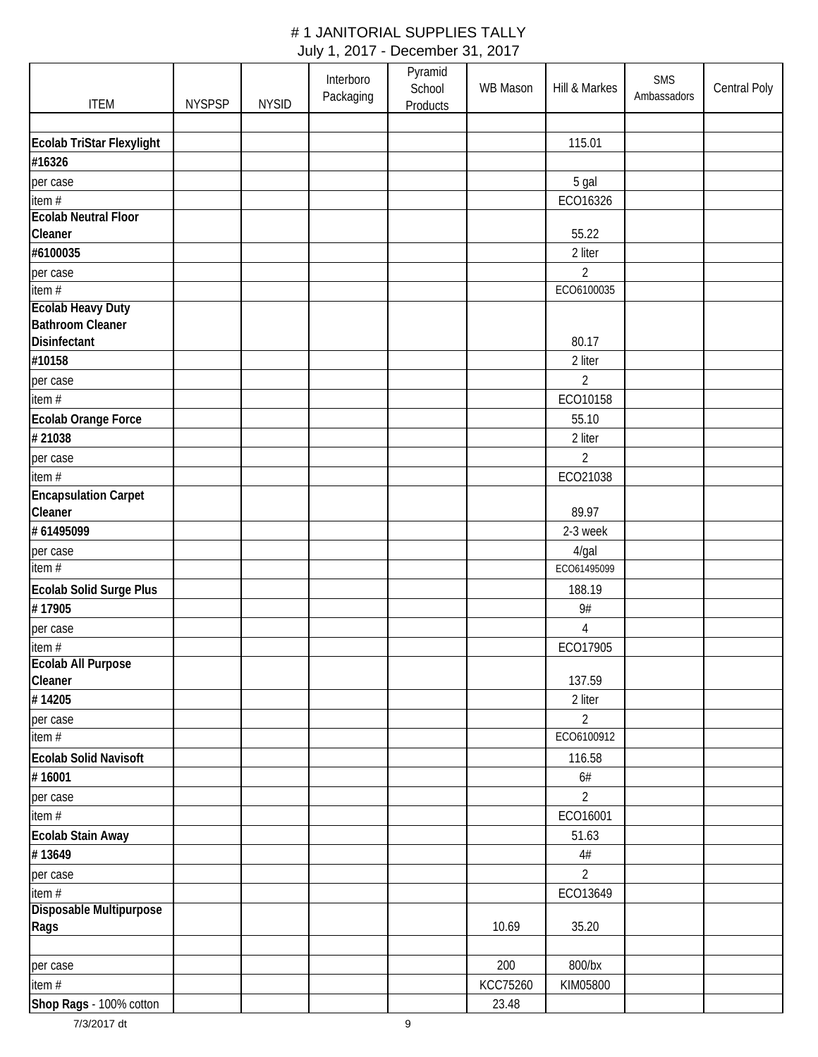# # 1 JANITORIAL SUPPLIES TALLY

July 1, 2017 - December 31, 2017

| ITEM | NYSPSP | NYSID | Interboro Packaging | Pyramid School Products | WB Mason | Hill & Markes | SMS Ambassadors | Central Poly |
|---|---|---|---|---|---|---|---|---|
| | | | | | | | | |
| **Ecolab TriStar Flexylight** | | | | | | 115.01 | | |
| **#16326** | | | | | | | | |
| per case | | | | | | 5 gal | | |
| item # | | | | | | ECO16326 | | |
| **Ecolab Neutral Floor Cleaner** | | | | | | 55.22 | | |
| **#6100035** | | | | | | 2 liter | | |
| per case | | | | | | 2 | | |
| item # | | | | | | ECO6100035 | | |
| **Ecolab Heavy Duty Bathroom Cleaner Disinfectant** | | | | | | 80.17 | | |
| **#10158** | | | | | | 2 liter | | |
| per case | | | | | | 2 | | |
| item # | | | | | | ECO10158 | | |
| **Ecolab Orange Force** | | | | | | 55.10 | | |
| **# 21038** | | | | | | 2 liter | | |
| per case | | | | | | 2 | | |
| item # | | | | | | ECO21038 | | |
| **Encapsulation Carpet Cleaner** | | | | | | 89.97 | | |
| **# 61495099** | | | | | | 2-3 week | | |
| per case | | | | | | 4/gal | | |
| item # | | | | | | ECO61495099 | | |
| **Ecolab Solid Surge Plus** | | | | | | 188.19 | | |
| **# 17905** | | | | | | 9# | | |
| per case | | | | | | 4 | | |
| item # | | | | | | ECO17905 | | |
| **Ecolab All Purpose Cleaner** | | | | | | 137.59 | | |
| **# 14205** | | | | | | 2 liter | | |
| per case | | | | | | 2 | | |
| item # | | | | | | ECO6100912 | | |
| **Ecolab Solid Navisoft** | | | | | | 116.58 | | |
| **# 16001** | | | | | | 6# | | |
| per case | | | | | | 2 | | |
| item # | | | | | | ECO16001 | | |
| **Ecolab Stain Away** | | | | | | 51.63 | | |
| **# 13649** | | | | | | 4# | | |
| per case | | | | | | 2 | | |
| item # | | | | | | ECO13649 | | |
| **Disposable Multipurpose Rags** | | | | | 10.69 | 35.20 | | |
| | | | | | | | | |
| per case | | | | | 200 | 800/bx | | |
| item # | | | | | KCC75260 | KIM05800 | | |
| **Shop Rags** - 100% cotton | | | | | 23.48 | | | |

7/3/2017 dt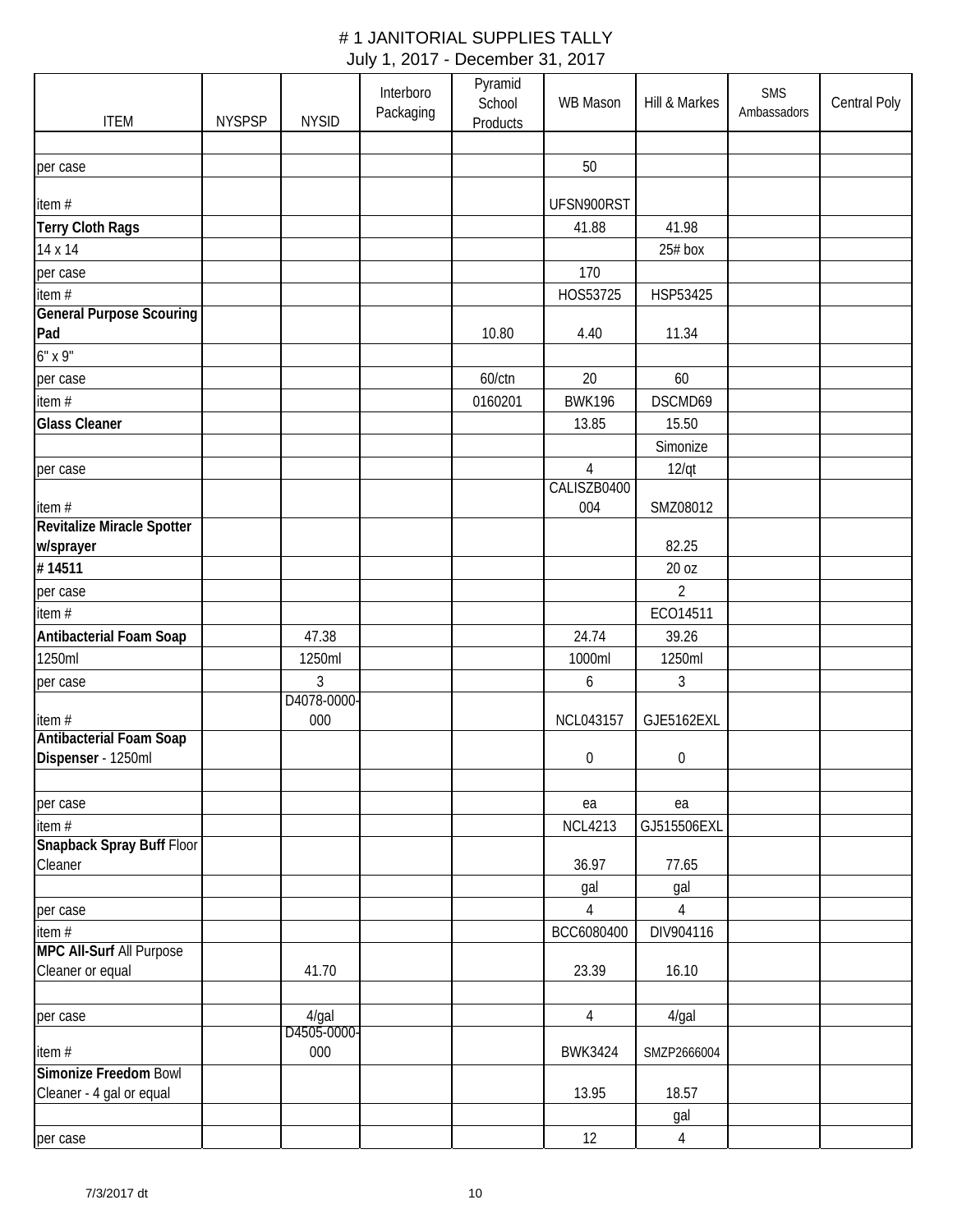# # 1 JANITORIAL SUPPLIES TALLY

July 1, 2017 - December 31, 2017

| ITEM | NYSPSP | NYSID | Interboro Packaging | Pyramid School Products | WB Mason | Hill & Markes | SMS Ambassadors | Central Poly |
|---|---|---|---|---|---|---|---|---|
| | | | | | | | | |
| per case | | | | | 50 | | | |
| item # | | | | | UFSN900RST | | | |
| **Terry Cloth Rags** | | | | | 41.88 | 41.98 | | |
| 14 x 14 | | | | | | 25# box | | |
| per case | | | | | 170 | | | |
| item # | | | | | HOS53725 | HSP53425 | | |
| **General Purpose Scouring Pad** | | | | 10.80 | 4.40 | 11.34 | | |
| 6" x 9" | | | | | | | | |
| per case | | | | 60/ctn | 20 | 60 | | |
| item # | | | | 0160201 | BWK196 | DSCMD69 | | |
| **Glass Cleaner** | | | | | 13.85 | 15.50 | | |
| | | | | | | Simonize | | |
| per case | | | | | 4 | 12/qt | | |
| item # | | | | | CALISZB0400004 | SMZ08012 | | |
| **Revitalize Miracle Spotter w/sprayer** | | | | | | 82.25 | | |
| **# 14511** | | | | | | 20 oz | | |
| per case | | | | | | 2 | | |
| item # | | | | | | ECO14511 | | |
| **Antibacterial Foam Soap** | | 47.38 | | | 24.74 | 39.26 | | |
| 1250ml | | 1250ml | | | 1000ml | 1250ml | | |
| per case | | 3 | | | 6 | 3 | | |
| item # | | D4078-0000-000 | | | NCL043157 | GJE5162EXL | | |
| **Antibacterial Foam Soap Dispenser** - 1250ml | | | | | 0 | 0 | | |
| | | | | | | | | |
| per case | | | | | ea | ea | | |
| item # | | | | | NCL4213 | GJ515506EXL | | |
| **Snapback Spray Buff** Floor Cleaner | | | | | 36.97 | 77.65 | | |
| | | | | | gal | gal | | |
| per case | | | | | 4 | 4 | | |
| item # | | | | | BCC6080400 | DIV904116 | | |
| **MPC All-Surf** All Purpose Cleaner or equal | | 41.70 | | | 23.39 | 16.10 | | |
| | | | | | | | | |
| per case | | 4/gal | | | 4 | 4/gal | | |
| item # | | D4505-0000-000 | | | BWK3424 | SMZP2666004 | | |
| **Simonize Freedom** Bowl Cleaner - 4 gal or equal | | | | | 13.95 | 18.57 | | |
| | | | | | | gal | | |
| per case | | | | | 12 | 4 | | |

7/3/2017 dt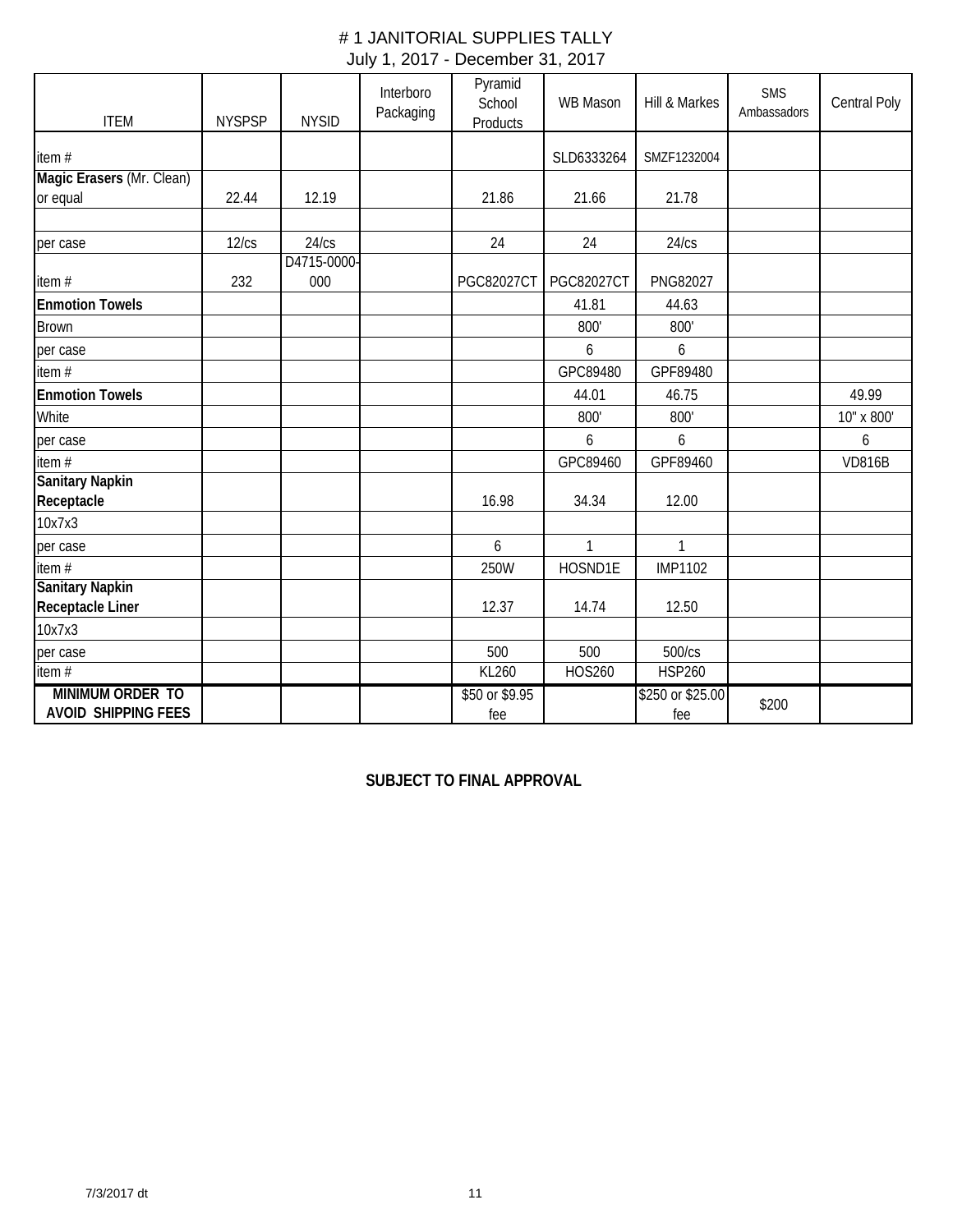# # 1 JANITORIAL SUPPLIES TALLY

July 1, 2017 - December 31, 2017

| ITEM | NYSPSP | NYSID | Interboro Packaging | Pyramid School Products | WB Mason | Hill & Markes | SMS Ambassadors | Central Poly |
|---|---|---|---|---|---|---|---|---|
| item # | | | | | SLD6333264 | SMZF1232004 | | |
| **Magic Erasers** (Mr. Clean) or equal | 22.44 | 12.19 | | 21.86 | 21.66 | 21.78 | | |
| | | | | | | | | |
| per case | 12/cs | 24/cs | | 24 | 24 | 24/cs | | |
| item # | 232 | D4715-0000-000 | | PGC82027CT | PGC82027CT | PNG82027 | | |
| **Enmotion Towels** | | | | | 41.81 | 44.63 | | |
| Brown | | | | | 800' | 800' | | |
| per case | | | | | 6 | 6 | | |
| item # | | | | | GPC89480 | GPF89480 | | |
| **Enmotion Towels** | | | | | 44.01 | 46.75 | | 49.99 |
| White | | | | | 800' | 800' | | 10" x 800' |
| per case | | | | | 6 | 6 | | 6 |
| item # | | | | | GPC89460 | GPF89460 | | VD816B |
| **Sanitary Napkin Receptacle** | | | | 16.98 | 34.34 | 12.00 | | |
| 10x7x3 | | | | | | | | |
| per case | | | | 6 | 1 | 1 | | |
| item # | | | | 250W | HOSND1E | IMP1102 | | |
| **Sanitary Napkin Receptacle Liner** | | | | 12.37 | 14.74 | 12.50 | | |
| 10x7x3 | | | | | | | | |
| per case | | | | 500 | 500 | 500/cs | | |
| item # | | | | KL260 | HOS260 | HSP260 | | |
| **MINIMUM ORDER TO AVOID SHIPPING FEES** | | | | $50 or $9.95 fee | | $250 or $25.00 fee | $200 | |

**SUBJECT TO FINAL APPROVAL**

7/3/2017 dt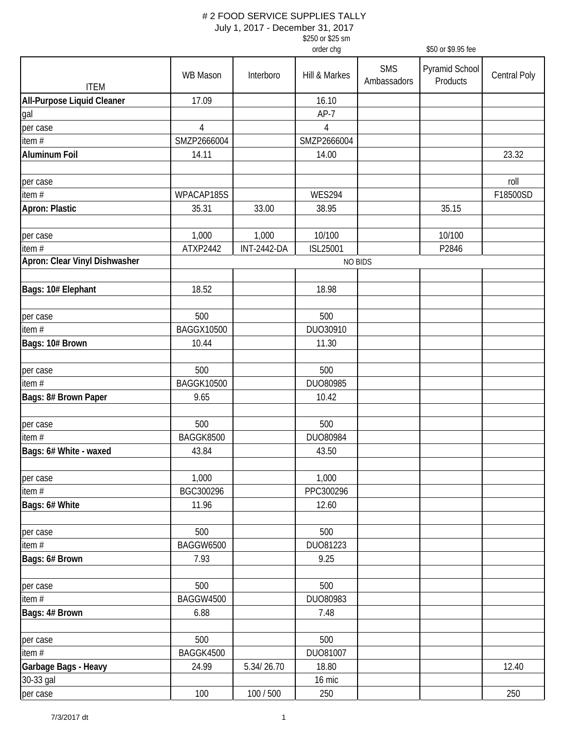# # 2 FOOD SERVICE SUPPLIES TALLY

July 1, 2017 - December 31, 2017

| ITEM | WB Mason | Interboro | Hill & Markes ($250 or $25 sm order chg) | SMS Ambassadors | Pyramid School Products ($50 or $9.95 fee) | Central Poly |
|---|---|---|---|---|---|---|
| **All-Purpose Liquid Cleaner** | 17.09 | | 16.10 | | | |
| gal | | | AP-7 | | | |
| per case | 4 | | 4 | | | |
| item # | SMZP2666004 | | SMZP2666004 | | | |
| **Aluminum Foil** | 14.11 | | 14.00 | | | 23.32 |
| | | | | | | |
| per case | | | | | | roll |
| item # | WPACAP185S | | WES294 | | | F18500SD |
| **Apron: Plastic** | 35.31 | 33.00 | 38.95 | | 35.15 | |
| | | | | | | |
| per case | 1,000 | 1,000 | 10/100 | | 10/100 | |
| item # | ATXP2442 | INT-2442-DA | ISL25001 | | P2846 | |
| **Apron: Clear Vinyl Dishwasher** | NO BIDS | | | | | |
| | | | | | | |
| **Bags: 10# Elephant** | 18.52 | | 18.98 | | | |
| | | | | | | |
| per case | 500 | | 500 | | | |
| item # | BAGGX10500 | | DUO30910 | | | |
| **Bags: 10# Brown** | 10.44 | | 11.30 | | | |
| | | | | | | |
| per case | 500 | | 500 | | | |
| item # | BAGGK10500 | | DUO80985 | | | |
| **Bags: 8# Brown Paper** | 9.65 | | 10.42 | | | |
| | | | | | | |
| per case | 500 | | 500 | | | |
| item # | BAGGK8500 | | DUO80984 | | | |
| **Bags: 6# White - waxed** | 43.84 | | 43.50 | | | |
| | | | | | | |
| per case | 1,000 | | 1,000 | | | |
| item # | BGC300296 | | PPC300296 | | | |
| **Bags: 6# White** | 11.96 | | 12.60 | | | |
| | | | | | | |
| per case | 500 | | 500 | | | |
| item # | BAGGW6500 | | DUO81223 | | | |
| **Bags: 6# Brown** | 7.93 | | 9.25 | | | |
| | | | | | | |
| per case | 500 | | 500 | | | |
| item # | BAGGW4500 | | DUO80983 | | | |
| **Bags: 4# Brown** | 6.88 | | 7.48 | | | |
| | | | | | | |
| per case | 500 | | 500 | | | |
| item # | BAGGK4500 | | DUO81007 | | | |
| **Garbage Bags - Heavy** | 24.99 | 5.34/ 26.70 | 18.80 | | | 12.40 |
| 30-33 gal | | | 16 mic | | | |
| per case | 100 | 100 / 500 | 250 | | | 250 |

7/3/2017 dt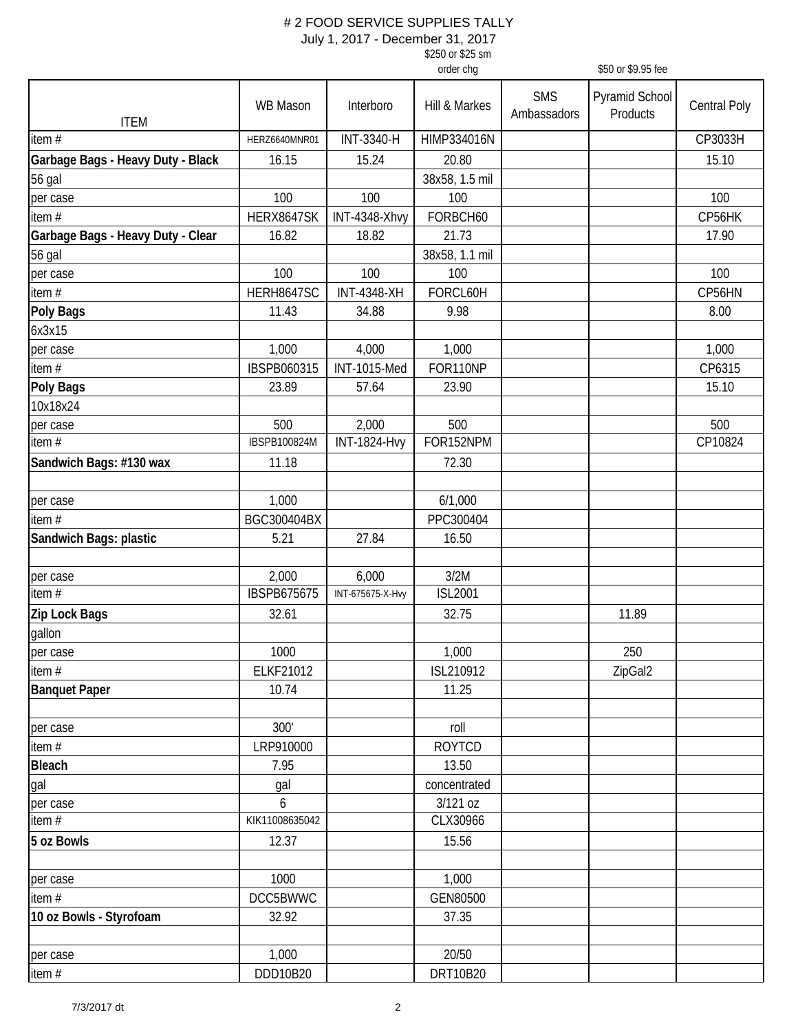# 2 FOOD SERVICE SUPPLIES TALLY

July 1, 2017 - December 31, 2017

| ITEM | WB Mason | Interboro | Hill & Markes ($250 or $25 sm order chg) | SMS Ambassadors | Pyramid School Products ($50 or $9.95 fee) | Central Poly |
|---|---|---|---|---|---|---|
| item # | HERZ6640MNR01 | INT-3340-H | HIMP334016N | | | CP3033H |
| **Garbage Bags - Heavy Duty - Black** | 16.15 | 15.24 | 20.80 | | | 15.10 |
| 56 gal | | | 38x58, 1.5 mil | | | |
| per case | 100 | 100 | 100 | | | 100 |
| item # | HERX8647SK | INT-4348-Xhvy | FORBCH60 | | | CP56HK |
| **Garbage Bags - Heavy Duty - Clear** | 16.82 | 18.82 | 21.73 | | | 17.90 |
| 56 gal | | | 38x58, 1.1 mil | | | |
| per case | 100 | 100 | 100 | | | 100 |
| item # | HERH8647SC | INT-4348-XH | FORCL60H | | | CP56HN |
| **Poly Bags** | 11.43 | 34.88 | 9.98 | | | 8.00 |
| 6x3x15 | | | | | | |
| per case | 1,000 | 4,000 | 1,000 | | | 1,000 |
| item # | IBSPB060315 | INT-1015-Med | FOR110NP | | | CP6315 |
| **Poly Bags** | 23.89 | 57.64 | 23.90 | | | 15.10 |
| 10x18x24 | | | | | | |
| per case | 500 | 2,000 | 500 | | | 500 |
| item # | IBSPB100824M | INT-1824-Hvy | FOR152NPM | | | CP10824 |
| **Sandwich Bags: #130 wax** | 11.18 | | 72.30 | | | |
| | | | | | | |
| per case | 1,000 | | 6/1,000 | | | |
| item # | BGC300404BX | | PPC300404 | | | |
| **Sandwich Bags: plastic** | 5.21 | 27.84 | 16.50 | | | |
| | | | | | | |
| per case | 2,000 | 6,000 | 3/2M | | | |
| item # | IBSPB675675 | INT-675675-X-Hvy | ISL2001 | | | |
| **Zip Lock Bags** | 32.61 | | 32.75 | | 11.89 | |
| gallon | | | | | | |
| per case | 1000 | | 1,000 | | 250 | |
| item # | ELKF21012 | | ISL210912 | | ZipGal2 | |
| **Banquet Paper** | 10.74 | | 11.25 | | | |
| | | | | | | |
| per case | 300' | | roll | | | |
| item # | LRP910000 | | ROYTCD | | | |
| **Bleach** | 7.95 | | 13.50 | | | |
| gal | gal | | concentrated | | | |
| per case | 6 | | 3/121 oz | | | |
| item # | KIK11008635042 | | CLX30966 | | | |
| **5 oz Bowls** | 12.37 | | 15.56 | | | |
| | | | | | | |
| per case | 1000 | | 1,000 | | | |
| item # | DCC5BWWC | | GEN80500 | | | |
| **10 oz Bowls - Styrofoam** | 32.92 | | 37.35 | | | |
| | | | | | | |
| per case | 1,000 | | 20/50 | | | |
| item # | DDD10B20 | | DRT10B20 | | | |

7/3/2017 dt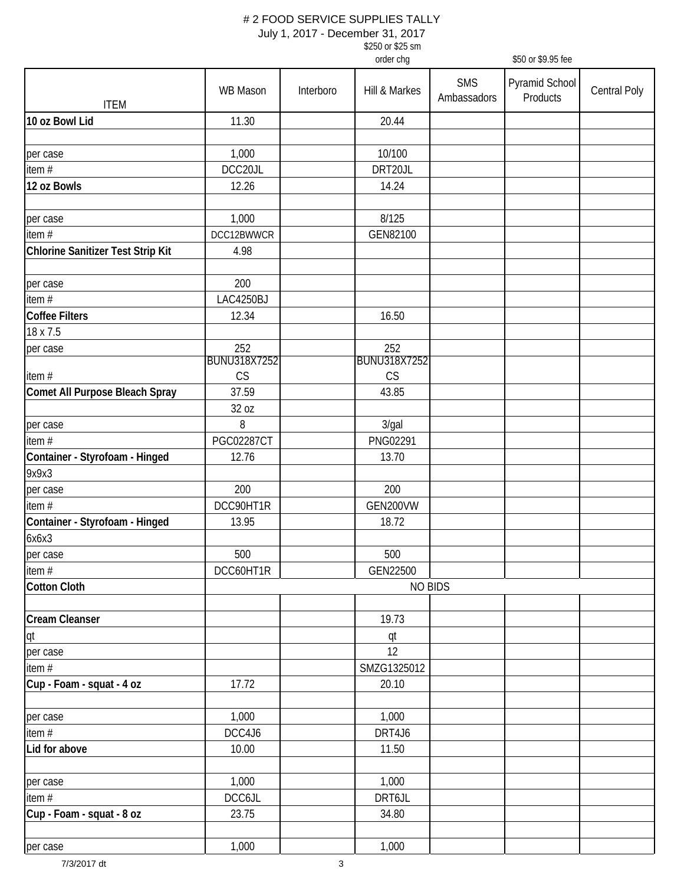# # 2 FOOD SERVICE SUPPLIES TALLY

July 1, 2017 - December 31, 2017

| ITEM | WB Mason | Interboro | Hill & Markes ($250 or $25 sm order chg) | SMS Ambassadors | Pyramid School Products ($50 or $9.95 fee) | Central Poly |
|---|---|---|---|---|---|---|
| **10 oz Bowl Lid** | 11.30 | | 20.44 | | | |
| | | | | | | |
| per case | 1,000 | | 10/100 | | | |
| item # | DCC20JL | | DRT20JL | | | |
| **12 oz Bowls** | 12.26 | | 14.24 | | | |
| | | | | | | |
| per case | 1,000 | | 8/125 | | | |
| item # | DCC12BWWCR | | GEN82100 | | | |
| **Chlorine Sanitizer Test Strip Kit** | 4.98 | | | | | |
| | | | | | | |
| per case | 200 | | | | | |
| item # | LAC4250BJ | | | | | |
| **Coffee Filters** | 12.34 | | 16.50 | | | |
| 18 x 7.5 | | | | | | |
| per case | 252 | | 252 | | | |
| item # | BUNU318X7252CS | | BUNU318X7252CS | | | |
| **Comet All Purpose Bleach Spray** | 37.59 | | 43.85 | | | |
| | 32 oz | | | | | |
| per case | 8 | | 3/gal | | | |
| item # | PGC02287CT | | PNG02291 | | | |
| **Container - Styrofoam - Hinged** | 12.76 | | 13.70 | | | |
| 9x9x3 | | | | | | |
| per case | 200 | | 200 | | | |
| item # | DCC90HT1R | | GEN200VW | | | |
| **Container - Styrofoam - Hinged** | 13.95 | | 18.72 | | | |
| 6x6x3 | | | | | | |
| per case | 500 | | 500 | | | |
| item # | DCC60HT1R | | GEN22500 | | | |
| **Cotton Cloth** | NO BIDS | | | | | |
| | | | | | | |
| **Cream Cleanser** | | | 19.73 | | | |
| qt | | | qt | | | |
| per case | | | 12 | | | |
| item # | | | SMZG1325012 | | | |
| **Cup - Foam - squat - 4 oz** | 17.72 | | 20.10 | | | |
| | | | | | | |
| per case | 1,000 | | 1,000 | | | |
| item # | DCC4J6 | | DRT4J6 | | | |
| **Lid for above** | 10.00 | | 11.50 | | | |
| | | | | | | |
| per case | 1,000 | | 1,000 | | | |
| item # | DCC6JL | | DRT6JL | | | |
| **Cup - Foam - squat - 8 oz** | 23.75 | | 34.80 | | | |
| | | | | | | |
| per case | 1,000 | | 1,000 | | | |

7/3/2017 dt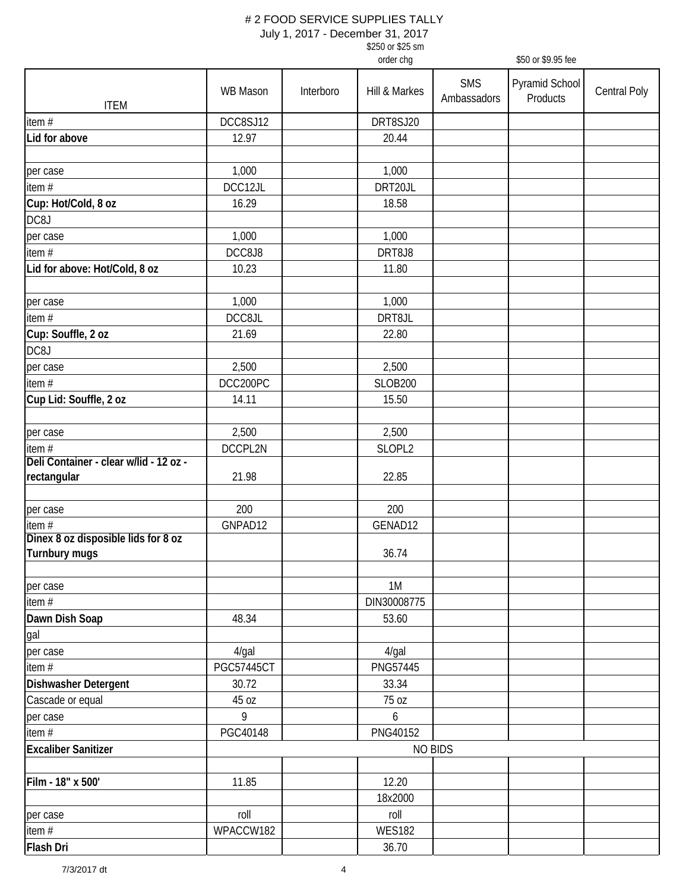# # 2 FOOD SERVICE SUPPLIES TALLY

July 1, 2017 - December 31, 2017

| ITEM | WB Mason | Interboro | Hill & Markes ($250 or $25 sm order chg) | SMS Ambassadors | Pyramid School Products ($50 or $9.95 fee) | Central Poly |
|---|---|---|---|---|---|---|
| item # | DCC8SJ12 | | DRT8SJ20 | | | |
| **Lid for above** | 12.97 | | 20.44 | | | |
| | | | | | | |
| per case | 1,000 | | 1,000 | | | |
| item # | DCC12JL | | DRT20JL | | | |
| **Cup: Hot/Cold, 8 oz** | 16.29 | | 18.58 | | | |
| DC8J | | | | | | |
| per case | 1,000 | | 1,000 | | | |
| item # | DCC8J8 | | DRT8J8 | | | |
| **Lid for above: Hot/Cold, 8 oz** | 10.23 | | 11.80 | | | |
| | | | | | | |
| per case | 1,000 | | 1,000 | | | |
| item # | DCC8JL | | DRT8JL | | | |
| **Cup: Souffle, 2 oz** | 21.69 | | 22.80 | | | |
| DC8J | | | | | | |
| per case | 2,500 | | 2,500 | | | |
| item # | DCC200PC | | SLOB200 | | | |
| **Cup Lid: Souffle, 2 oz** | 14.11 | | 15.50 | | | |
| | | | | | | |
| per case | 2,500 | | 2,500 | | | |
| item # | DCCPL2N | | SLOPL2 | | | |
| **Deli Container - clear w/lid - 12 oz - rectangular** | 21.98 | | 22.85 | | | |
| | | | | | | |
| per case | 200 | | 200 | | | |
| item # | GNPAD12 | | GENAD12 | | | |
| **Dinex 8 oz disposible lids for 8 oz Turnbury mugs** | | | 36.74 | | | |
| | | | | | | |
| per case | | | 1M | | | |
| item # | | | DIN30008775 | | | |
| **Dawn Dish Soap** | 48.34 | | 53.60 | | | |
| gal | | | | | | |
| per case | 4/gal | | 4/gal | | | |
| item # | PGC57445CT | | PNG57445 | | | |
| **Dishwasher Detergent** | 30.72 | | 33.34 | | | |
| Cascade or equal | 45 oz | | 75 oz | | | |
| per case | 9 | | 6 | | | |
| item # | PGC40148 | | PNG40152 | | | |
| **Excaliber Sanitizer** | NO BIDS | | | | | |
| | | | | | | |
| **Film - 18" x 500'** | 11.85 | | 12.20 | | | |
| | | | 18x2000 | | | |
| per case | roll | | roll | | | |
| item # | WPACCW182 | | WES182 | | | |
| **Flash Dri** | | | 36.70 | | | |

7/3/2017 dt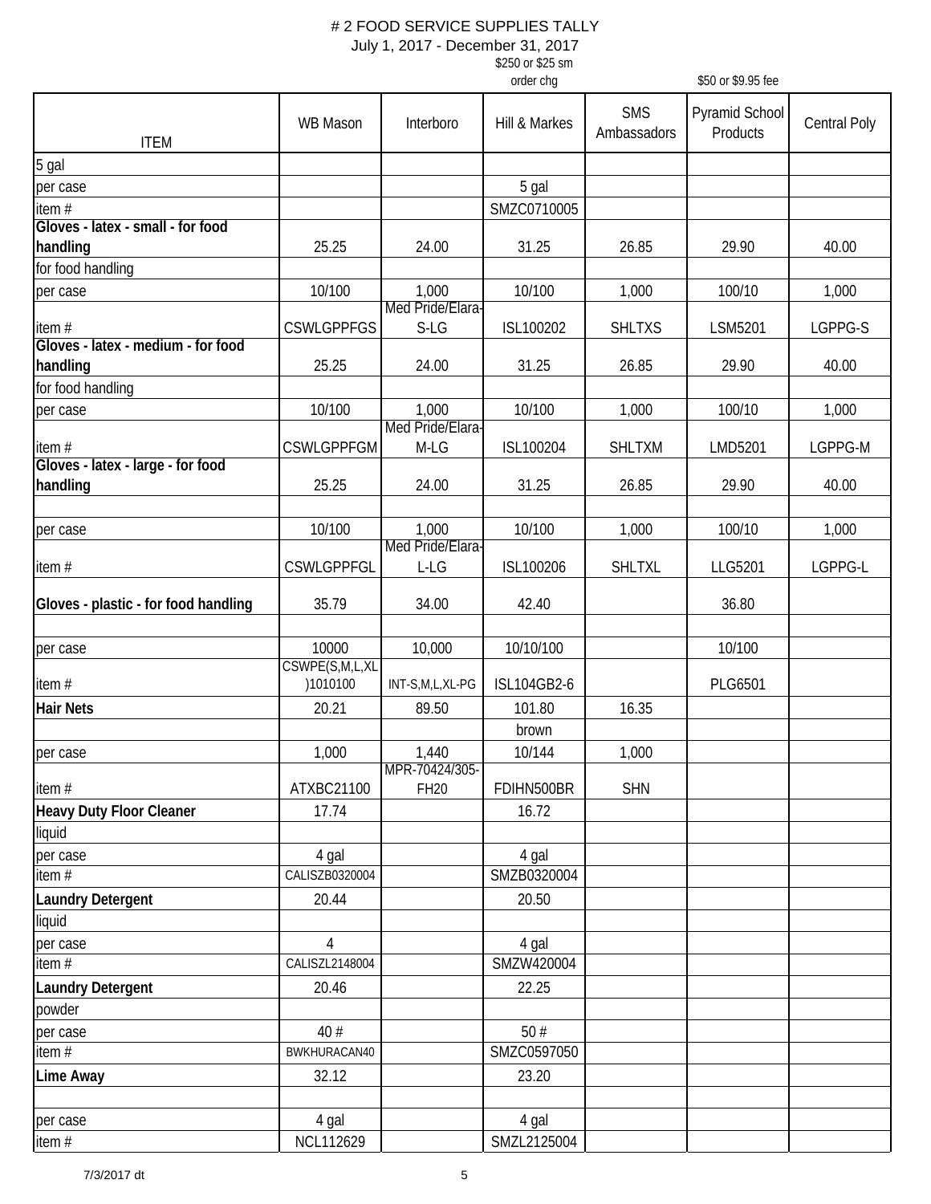# # 2 FOOD SERVICE SUPPLIES TALLY

July 1, 2017 - December 31, 2017

| ITEM | WB Mason | Interboro | Hill & Markes ($250 or $25 sm order chg) | SMS Ambassadors | Pyramid School Products ($50 or $9.95 fee) | Central Poly |
|---|---|---|---|---|---|---|
| 5 gal | | | | | | |
| per case | | | 5 gal | | | |
| item # | | | SMZC0710005 | | | |
| **Gloves - latex - small - for food handling** | 25.25 | 24.00 | 31.25 | 26.85 | 29.90 | 40.00 |
| for food handling | | | | | | |
| per case | 10/100 | 1,000 | 10/100 | 1,000 | 100/10 | 1,000 |
| item # | CSWLGPPFGS | Med Pride/Elara-S-LG | ISL100202 | SHLTXS | LSM5201 | LGPPG-S |
| **Gloves - latex - medium - for food handling** | 25.25 | 24.00 | 31.25 | 26.85 | 29.90 | 40.00 |
| for food handling | | | | | | |
| per case | 10/100 | 1,000 | 10/100 | 1,000 | 100/10 | 1,000 |
| item # | CSWLGPPFGM | Med Pride/Elara-M-LG | ISL100204 | SHLTXM | LMD5201 | LGPPG-M |
| **Gloves - latex - large - for food handling** | 25.25 | 24.00 | 31.25 | 26.85 | 29.90 | 40.00 |
| | | | | | | |
| per case | 10/100 | 1,000 | 10/100 | 1,000 | 100/10 | 1,000 |
| item # | CSWLGPPFGL | Med Pride/Elara-L-LG | ISL100206 | SHLTXL | LLG5201 | LGPPG-L |
| **Gloves - plastic - for food handling** | 35.79 | 34.00 | 42.40 | | 36.80 | |
| | | | | | | |
| per case | 10000 | 10,000 | 10/10/100 | | 10/100 | |
| item # | CSWPE(S,M,L,XL)1010100 | INT-S,M,L,XL-PG | ISL104GB2-6 | | PLG6501 | |
| **Hair Nets** | 20.21 | 89.50 | 101.80 | 16.35 | | |
| | | | brown | | | |
| per case | 1,000 | 1,440 | 10/144 | 1,000 | | |
| item # | ATXBC21100 | MPR-70424/305-FH20 | FDIHN500BR | SHN | | |
| **Heavy Duty Floor Cleaner** | 17.74 | | 16.72 | | | |
| liquid | | | | | | |
| per case | 4 gal | | 4 gal | | | |
| item # | CALISZB0320004 | | SMZB0320004 | | | |
| **Laundry Detergent** | 20.44 | | 20.50 | | | |
| liquid | | | | | | |
| per case | 4 | | 4 gal | | | |
| item # | CALISZL2148004 | | SMZW420004 | | | |
| **Laundry Detergent** | 20.46 | | 22.25 | | | |
| powder | | | | | | |
| per case | 40 # | | 50 # | | | |
| item # | BWKHURACAN40 | | SMZC0597050 | | | |
| **Lime Away** | 32.12 | | 23.20 | | | |
| | | | | | | |
| per case | 4 gal | | 4 gal | | | |
| item # | NCL112629 | | SMZL2125004 | | | |

7/3/2017 dt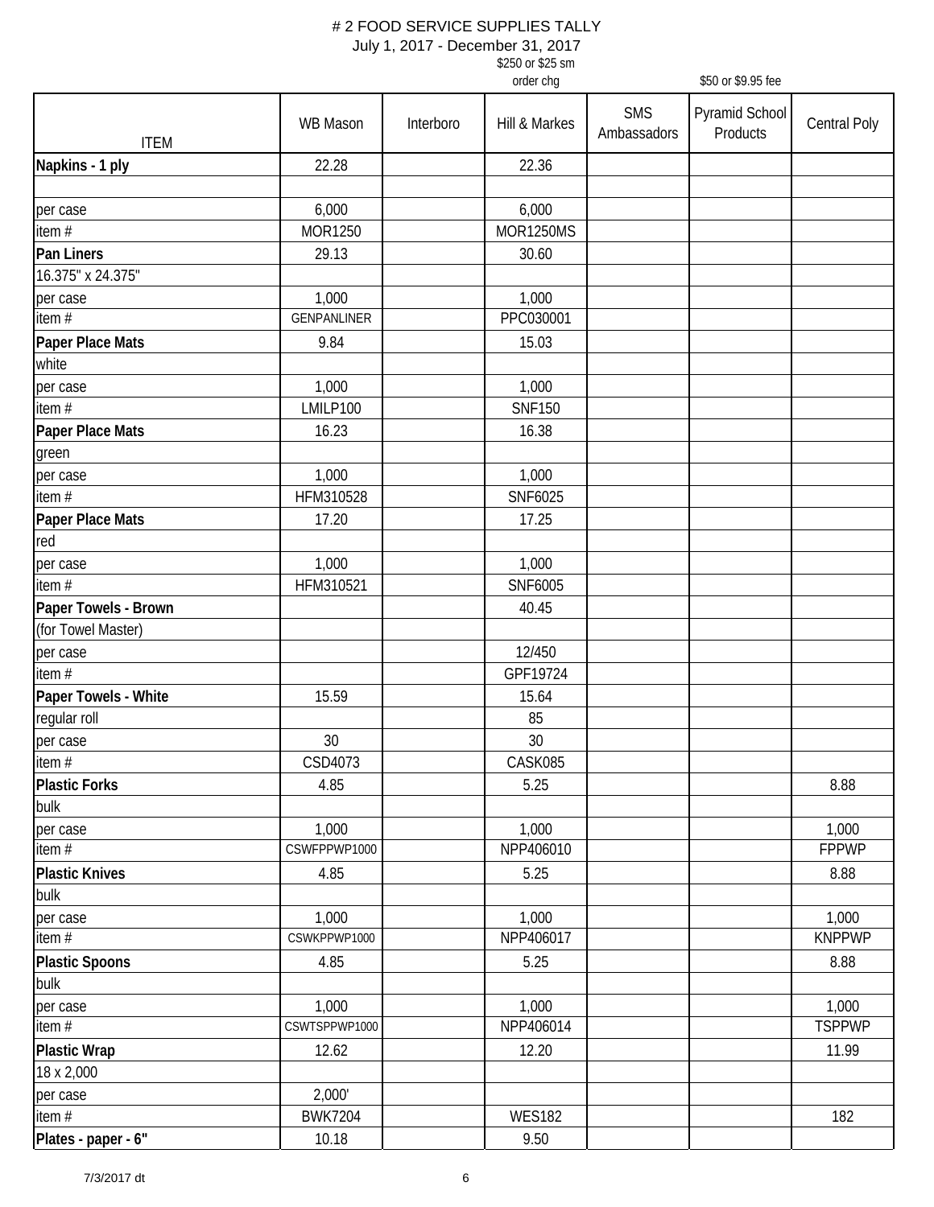# # 2 FOOD SERVICE SUPPLIES TALLY

July 1, 2017 - December 31, 2017

| ITEM | WB Mason | Interboro | Hill & Markes ($250 or $25 sm order chg) | SMS Ambassadors | Pyramid School Products ($50 or $9.95 fee) | Central Poly |
|---|---|---|---|---|---|---|
| **Napkins - 1 ply** | 22.28 | | 22.36 | | | |
| | | | | | | |
| per case | 6,000 | | 6,000 | | | |
| item # | MOR1250 | | MOR1250MS | | | |
| **Pan Liners** | 29.13 | | 30.60 | | | |
| 16.375" x 24.375" | | | | | | |
| per case | 1,000 | | 1,000 | | | |
| item # | GENPANLINER | | PPC030001 | | | |
| **Paper Place Mats** | 9.84 | | 15.03 | | | |
| white | | | | | | |
| per case | 1,000 | | 1,000 | | | |
| item # | LMILP100 | | SNF150 | | | |
| **Paper Place Mats** | 16.23 | | 16.38 | | | |
| green | | | | | | |
| per case | 1,000 | | 1,000 | | | |
| item # | HFM310528 | | SNF6025 | | | |
| **Paper Place Mats** | 17.20 | | 17.25 | | | |
| red | | | | | | |
| per case | 1,000 | | 1,000 | | | |
| item # | HFM310521 | | SNF6005 | | | |
| **Paper Towels - Brown** | | | 40.45 | | | |
| (for Towel Master) | | | | | | |
| per case | | | 12/450 | | | |
| item # | | | GPF19724 | | | |
| **Paper Towels - White** | 15.59 | | 15.64 | | | |
| regular roll | | | 85 | | | |
| per case | 30 | | 30 | | | |
| item # | CSD4073 | | CASK085 | | | |
| **Plastic Forks** | 4.85 | | 5.25 | | | 8.88 |
| bulk | | | | | | |
| per case | 1,000 | | 1,000 | | | 1,000 |
| item # | CSWFPPWP1000 | | NPP406010 | | | FPPWP |
| **Plastic Knives** | 4.85 | | 5.25 | | | 8.88 |
| bulk | | | | | | |
| per case | 1,000 | | 1,000 | | | 1,000 |
| item # | CSWKPPWP1000 | | NPP406017 | | | KNPPWP |
| **Plastic Spoons** | 4.85 | | 5.25 | | | 8.88 |
| bulk | | | | | | |
| per case | 1,000 | | 1,000 | | | 1,000 |
| item # | CSWTSPPWP1000 | | NPP406014 | | | TSPPWP |
| **Plastic Wrap** | 12.62 | | 12.20 | | | 11.99 |
| 18 x 2,000 | | | | | | |
| per case | 2,000' | | | | | |
| item # | BWK7204 | | WES182 | | | 182 |
| **Plates - paper - 6"** | 10.18 | | 9.50 | | | |

7/3/2017 dt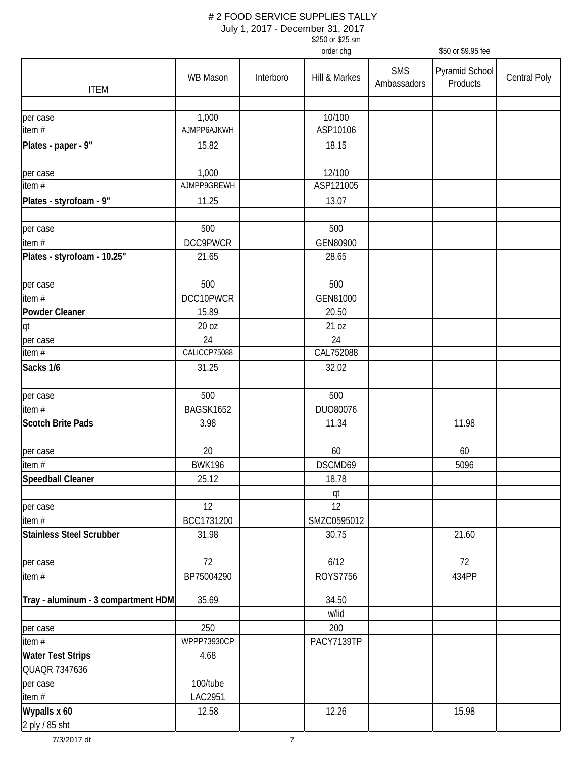# # 2 FOOD SERVICE SUPPLIES TALLY

July 1, 2017 - December 31, 2017

| ITEM | WB Mason | Interboro | Hill & Markes ($250 or $25 sm order chg) | SMS Ambassadors | Pyramid School Products ($50 or $9.95 fee) | Central Poly |
|---|---|---|---|---|---|---|
| | | | | | | |
| per case | 1,000 | | 10/100 | | | |
| item # | AJMPP6AJKWH | | ASP10106 | | | |
| **Plates - paper - 9"** | 15.82 | | 18.15 | | | |
| | | | | | | |
| per case | 1,000 | | 12/100 | | | |
| item # | AJMPP9GREWH | | ASP121005 | | | |
| **Plates - styrofoam - 9"** | 11.25 | | 13.07 | | | |
| | | | | | | |
| per case | 500 | | 500 | | | |
| item # | DCC9PWCR | | GEN80900 | | | |
| **Plates - styrofoam - 10.25"** | 21.65 | | 28.65 | | | |
| | | | | | | |
| per case | 500 | | 500 | | | |
| item # | DCC10PWCR | | GEN81000 | | | |
| **Powder Cleaner** | 15.89 | | 20.50 | | | |
| qt | 20 oz | | 21 oz | | | |
| per case | 24 | | 24 | | | |
| item # | CALICCP75088 | | CAL752088 | | | |
| **Sacks 1/6** | 31.25 | | 32.02 | | | |
| | | | | | | |
| per case | 500 | | 500 | | | |
| item # | BAGSK1652 | | DUO80076 | | | |
| **Scotch Brite Pads** | 3.98 | | 11.34 | | 11.98 | |
| | | | | | | |
| per case | 20 | | 60 | | 60 | |
| item # | BWK196 | | DSCMD69 | | 5096 | |
| **Speedball Cleaner** | 25.12 | | 18.78 | | | |
| | | | qt | | | |
| per case | 12 | | 12 | | | |
| item # | BCC1731200 | | SMZC0595012 | | | |
| **Stainless Steel Scrubber** | 31.98 | | 30.75 | | 21.60 | |
| | | | | | | |
| per case | 72 | | 6/12 | | 72 | |
| item # | BP75004290 | | ROYS7756 | | 434PP | |
| **Tray - aluminum - 3 compartment HDM** | 35.69 | | 34.50 | | | |
| | | | w/lid | | | |
| per case | 250 | | 200 | | | |
| item # | WPPP73930CP | | PACY7139TP | | | |
| **Water Test Strips** | 4.68 | | | | | |
| QUAQR 7347636 | | | | | | |
| per case | 100/tube | | | | | |
| item # | LAC2951 | | | | | |
| **Wypalls x 60** | 12.58 | | 12.26 | | 15.98 | |
| 2 ply / 85 sht | | | | | | |

7/3/2017 dt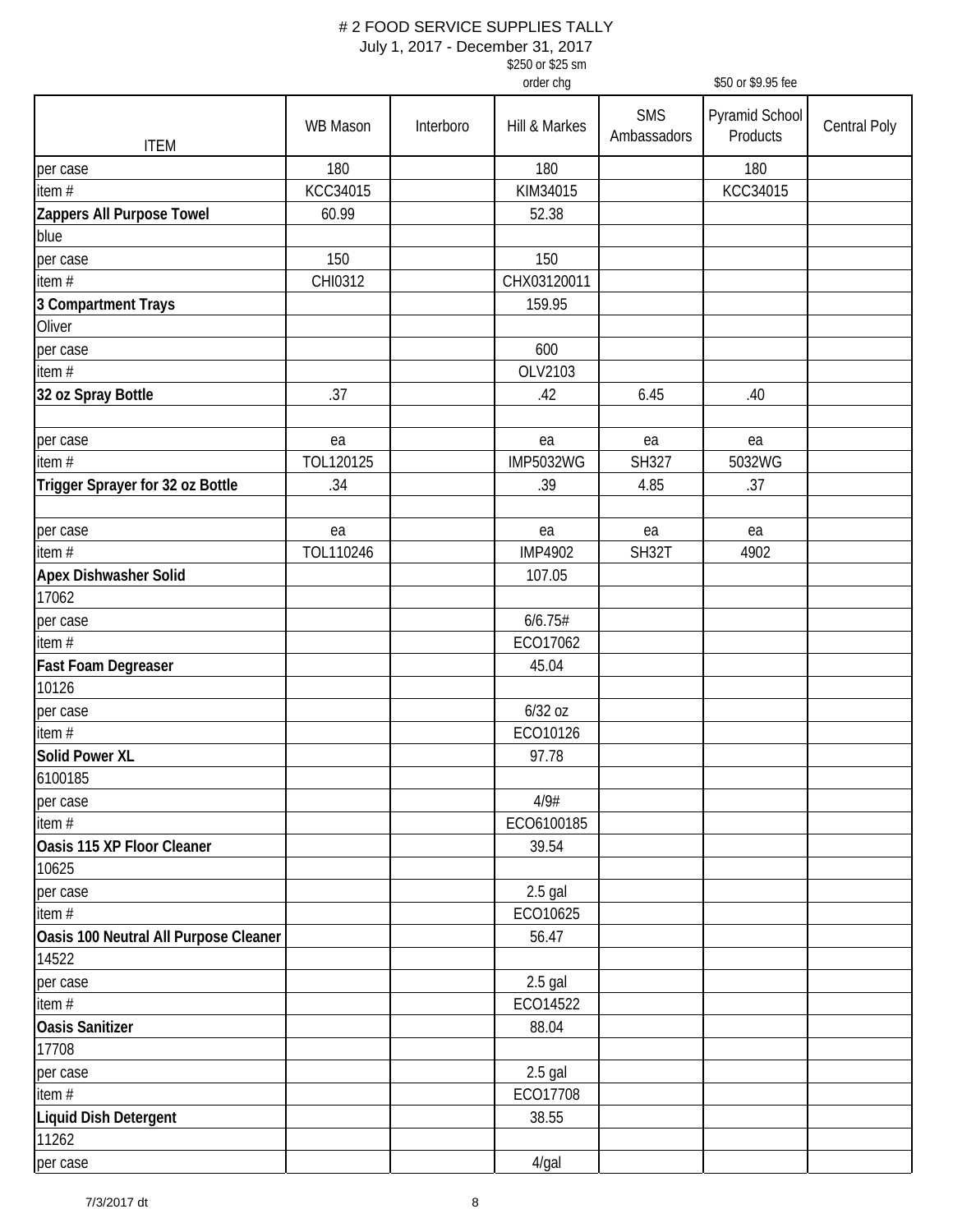# # 2 FOOD SERVICE SUPPLIES TALLY

July 1, 2017 - December 31, 2017

| ITEM | WB Mason | Interboro | Hill & Markes ($250 or $25 sm order chg) | SMS Ambassadors | Pyramid School Products ($50 or $9.95 fee) | Central Poly |
|---|---|---|---|---|---|---|
| per case | 180 | | 180 | | 180 | |
| item # | KCC34015 | | KIM34015 | | KCC34015 | |
| **Zappers All Purpose Towel** | 60.99 | | 52.38 | | | |
| blue | | | | | | |
| per case | 150 | | 150 | | | |
| item # | CHI0312 | | CHX03120011 | | | |
| **3 Compartment Trays** | | | 159.95 | | | |
| Oliver | | | | | | |
| per case | | | 600 | | | |
| item # | | | OLV2103 | | | |
| **32 oz Spray Bottle** | .37 | | .42 | 6.45 | .40 | |
| | | | | | | |
| per case | ea | | ea | ea | ea | |
| item # | TOL120125 | | IMP5032WG | SH327 | 5032WG | |
| **Trigger Sprayer for 32 oz Bottle** | .34 | | .39 | 4.85 | .37 | |
| | | | | | | |
| per case | ea | | ea | ea | ea | |
| item # | TOL110246 | | IMP4902 | SH32T | 4902 | |
| **Apex Dishwasher Solid** | | | 107.05 | | | |
| 17062 | | | | | | |
| per case | | | 6/6.75# | | | |
| item # | | | ECO17062 | | | |
| **Fast Foam Degreaser** | | | 45.04 | | | |
| 10126 | | | | | | |
| per case | | | 6/32 oz | | | |
| item # | | | ECO10126 | | | |
| **Solid Power XL** | | | 97.78 | | | |
| 6100185 | | | | | | |
| per case | | | 4/9# | | | |
| item # | | | ECO6100185 | | | |
| **Oasis 115 XP Floor Cleaner** | | | 39.54 | | | |
| 10625 | | | | | | |
| per case | | | 2.5 gal | | | |
| item # | | | ECO10625 | | | |
| **Oasis 100 Neutral All Purpose Cleaner** | | | 56.47 | | | |
| 14522 | | | | | | |
| per case | | | 2.5 gal | | | |
| item # | | | ECO14522 | | | |
| **Oasis Sanitizer** | | | 88.04 | | | |
| 17708 | | | | | | |
| per case | | | 2.5 gal | | | |
| item # | | | ECO17708 | | | |
| **Liquid Dish Detergent** | | | 38.55 | | | |
| 11262 | | | | | | |
| per case | | | 4/gal | | | |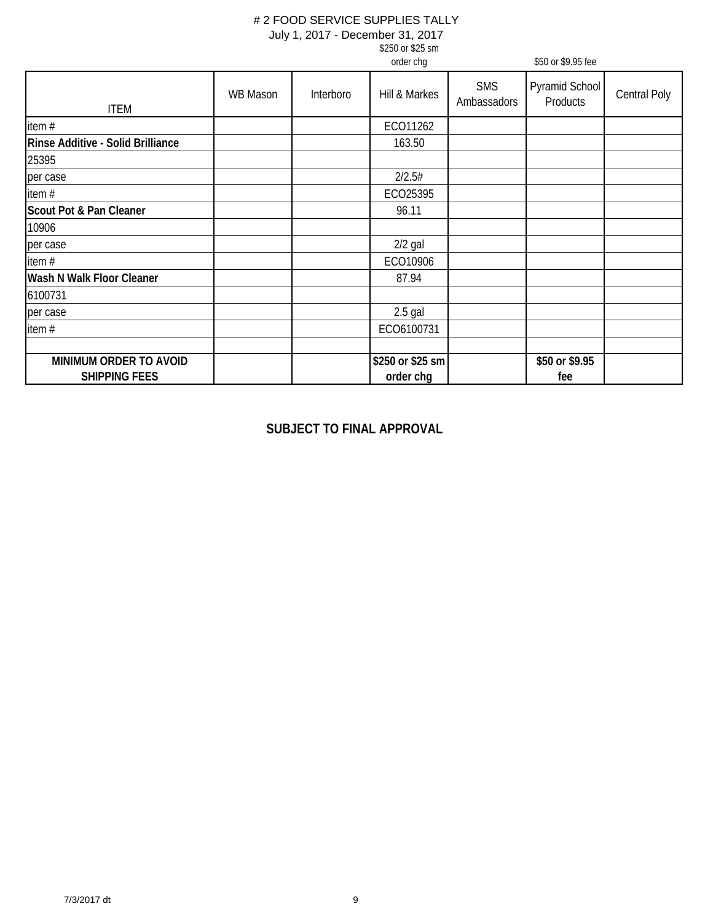# # 2 FOOD SERVICE SUPPLIES TALLY

July 1, 2017 - December 31, 2017

| ITEM | WB Mason | Interboro | Hill & Markes<br>$250 or $25 sm order chg | SMS Ambassadors | Pyramid School Products<br>$50 or $9.95 fee | Central Poly |
|---|---|---|---|---|---|---|
| item # | | | ECO11262 | | | |
| **Rinse Additive - Solid Brilliance** | | | 163.50 | | | |
| 25395 | | | | | | |
| per case | | | 2/2.5# | | | |
| item # | | | ECO25395 | | | |
| **Scout Pot & Pan Cleaner** | | | 96.11 | | | |
| 10906 | | | | | | |
| per case | | | 2/2 gal | | | |
| item # | | | ECO10906 | | | |
| **Wash N Walk Floor Cleaner** | | | 87.94 | | | |
| 6100731 | | | | | | |
| per case | | | 2.5 gal | | | |
| item # | | | ECO6100731 | | | |
| | | | | | | |
| **MINIMUM ORDER TO AVOID SHIPPING FEES** | | | **$250 or $25 sm order chg** | | **$50 or $9.95 fee** | |

**SUBJECT TO FINAL APPROVAL**

7/3/2017 dt